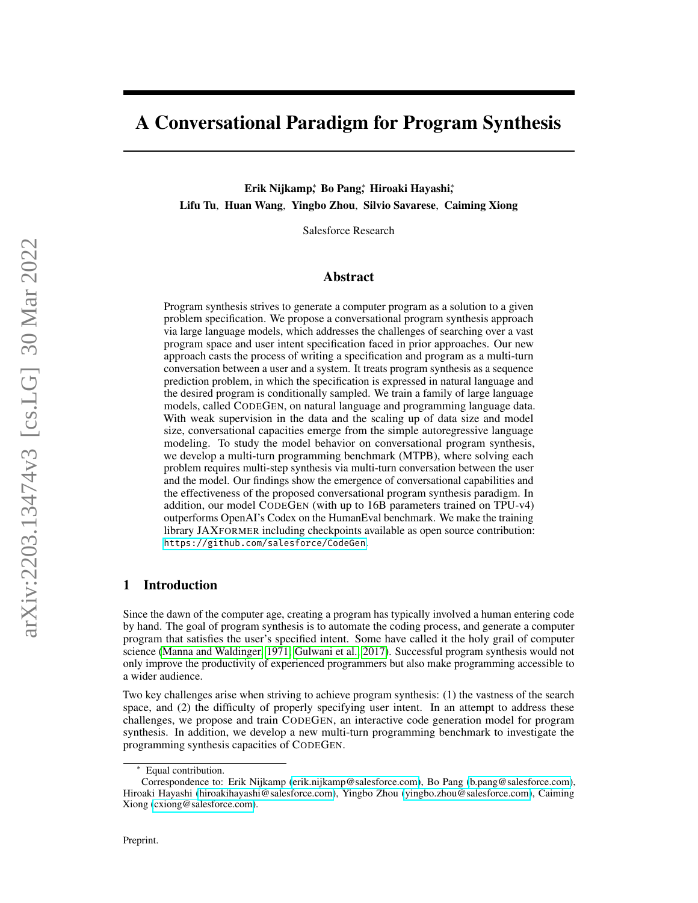# A Conversational Paradigm for Program Synthesis

**Erik Nijkamp**\*, **Bo Pang**\*, **Hiroaki Hayashi**\*, **Lifu Tu**, **Huan Wang**, **Yingbo Zhou**, **Silvio Savarese**, **Caiming Xiong**

Salesforce Research

## Abstract

Program synthesis strives to generate a computer program as a solution to a given problem specification. We propose a conversational program synthesis approach via large language models, which addresses the challenges of searching over a vast program space and user intent specification faced in prior approaches. Our new approach casts the process of writing a specification and program as a multi-turn conversation between a user and a system. It treats program synthesis as a sequence prediction problem, in which the specification is expressed in natural language and the desired program is conditionally sampled. We train a family of large language models, called CODEGEN, on natural language and programming language data. With weak supervision in the data and the scaling up of data size and model size, conversational capacities emerge from the simple autoregressive language modeling. To study the model behavior on conversational program synthesis, we develop a multi-turn programming benchmark (MTPB), where solving each problem requires multi-step synthesis via multi-turn conversation between the user and the model. Our findings show the emergence of conversational capabilities and the effectiveness of the proposed conversational program synthesis paradigm. In addition, our model CODEGEN (with up to 16B parameters trained on TPU-v4) outperforms OpenAI's Codex on the HumanEval benchmark. We make the training library JAXFORMER including checkpoints available as open source contribution: https://github.com/salesforce/CodeGen.

## 1 Introduction

Since the dawn of the computer age, creating a program has typically involved a human entering code by hand. The goal of program synthesis is to automate the coding process, and generate a computer program that satisfies the user's specified intent. Some have called it the holy grail of computer science (Manna and Waldinger, 1971; Gulwani et al., 2017). Successful program synthesis would not only improve the productivity of experienced programmers but also make programming accessible to a wider audience.

Two key challenges arise when striving to achieve program synthesis: (1) the vastness of the search space, and (2) the difficulty of properly specifying user intent. In an attempt to address these challenges, we propose and train CODEGEN, an interactive code generation model for program synthesis. In addition, we develop a new multi-turn programming benchmark to investigate the programming synthesis capacities of CODEGEN.

\* Equal contribution.

Correspondence to: Erik Nijkamp (erik.nijkamp@salesforce.com), Bo Pang (b.pang@salesforce.com), Hiroaki Hayashi (hiroakihayashi@salesforce.com), Yingbo Zhou (yingbo.zhou@salesforce.com), Caiming Xiong (cxiong@salesforce.com).

Preprint.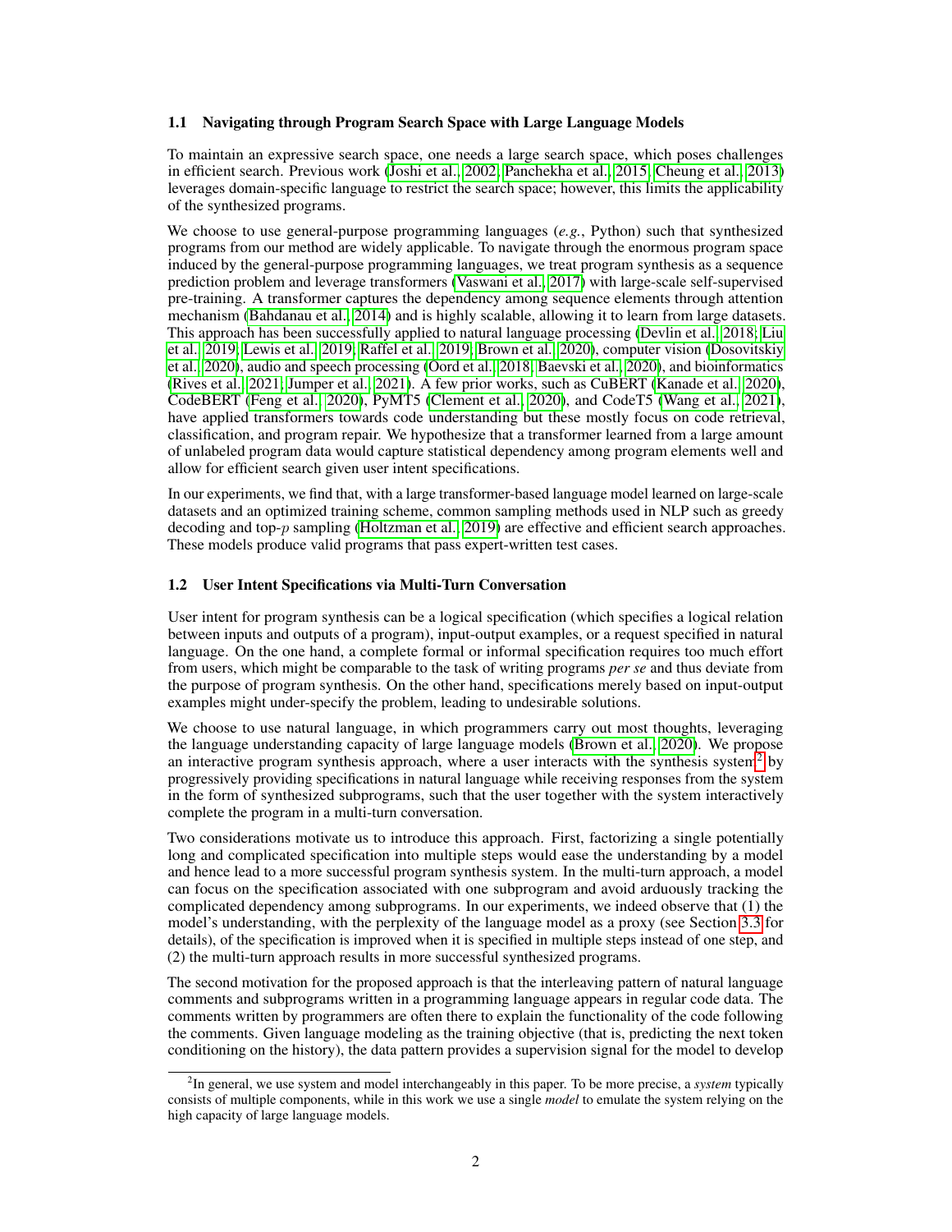### 1.1 Navigating through Program Search Space with Large Language Models

To maintain an expressive search space, one needs a large search space, which poses challenges in efficient search. Previous work (Joshi et al., 2002; Panchekha et al., 2015; Cheung et al., 2013) leverages domain-specific language to restrict the search space; however, this limits the applicability of the synthesized programs.

We choose to use general-purpose programming languages (*e.g.*, Python) such that synthesized programs from our method are widely applicable. To navigate through the enormous program space induced by the general-purpose programming languages, we treat program synthesis as a sequence prediction problem and leverage transformers (Vaswani et al., 2017) with large-scale self-supervised pre-training. A transformer captures the dependency among sequence elements through attention mechanism (Bahdanau et al., 2014) and is highly scalable, allowing it to learn from large datasets. This approach has been successfully applied to natural language processing (Devlin et al., 2018; Liu et al., 2019; Lewis et al., 2019; Raffel et al., 2019; Brown et al., 2020), computer vision (Dosovitskiy et al., 2020), audio and speech processing (Oord et al., 2018; Baevski et al., 2020), and bioinformatics (Rives et al., 2021; Jumper et al., 2021). A few prior works, such as CuBERT (Kanade et al., 2020), CodeBERT (Feng et al., 2020), PyMT5 (Clement et al., 2020), and CodeT5 (Wang et al., 2021), have applied transformers towards code understanding but these mostly focus on code retrieval, classification, and program repair. We hypothesize that a transformer learned from a large amount of unlabeled program data would capture statistical dependency among program elements well and allow for efficient search given user intent specifications.

In our experiments, we find that, with a large transformer-based language model learned on large-scale datasets and an optimized training scheme, common sampling methods used in NLP such as greedy decoding and top-$p$ sampling (Holtzman et al., 2019) are effective and efficient search approaches. These models produce valid programs that pass expert-written test cases.

### 1.2 User Intent Specifications via Multi-Turn Conversation

User intent for program synthesis can be a logical specification (which specifies a logical relation between inputs and outputs of a program), input-output examples, or a request specified in natural language. On the one hand, a complete formal or informal specification requires too much effort from users, which might be comparable to the task of writing programs *per se* and thus deviate from the purpose of program synthesis. On the other hand, specifications merely based on input-output examples might under-specify the problem, leading to undesirable solutions.

We choose to use natural language, in which programmers carry out most thoughts, leveraging the language understanding capacity of large language models (Brown et al., 2020). We propose an interactive program synthesis approach, where a user interacts with the synthesis system[2] by progressively providing specifications in natural language while receiving responses from the system in the form of synthesized subprograms, such that the user together with the system interactively complete the program in a multi-turn conversation.

Two considerations motivate us to introduce this approach. First, factorizing a single potentially long and complicated specification into multiple steps would ease the understanding by a model and hence lead to a more successful program synthesis system. In the multi-turn approach, a model can focus on the specification associated with one subprogram and avoid arduously tracking the complicated dependency among subprograms. In our experiments, we indeed observe that (1) the model's understanding, with the perplexity of the language model as a proxy (see Section 3.3 for details), of the specification is improved when it is specified in multiple steps instead of one step, and (2) the multi-turn approach results in more successful synthesized programs.

The second motivation for the proposed approach is that the interleaving pattern of natural language comments and subprograms written in a programming language appears in regular code data. The comments written by programmers are often there to explain the functionality of the code following the comments. Given language modeling as the training objective (that is, predicting the next token conditioning on the history), the data pattern provides a supervision signal for the model to develop

[2] In general, we use system and model interchangeably in this paper. To be more precise, a *system* typically consists of multiple components, while in this work we use a single *model* to emulate the system relying on the high capacity of large language models.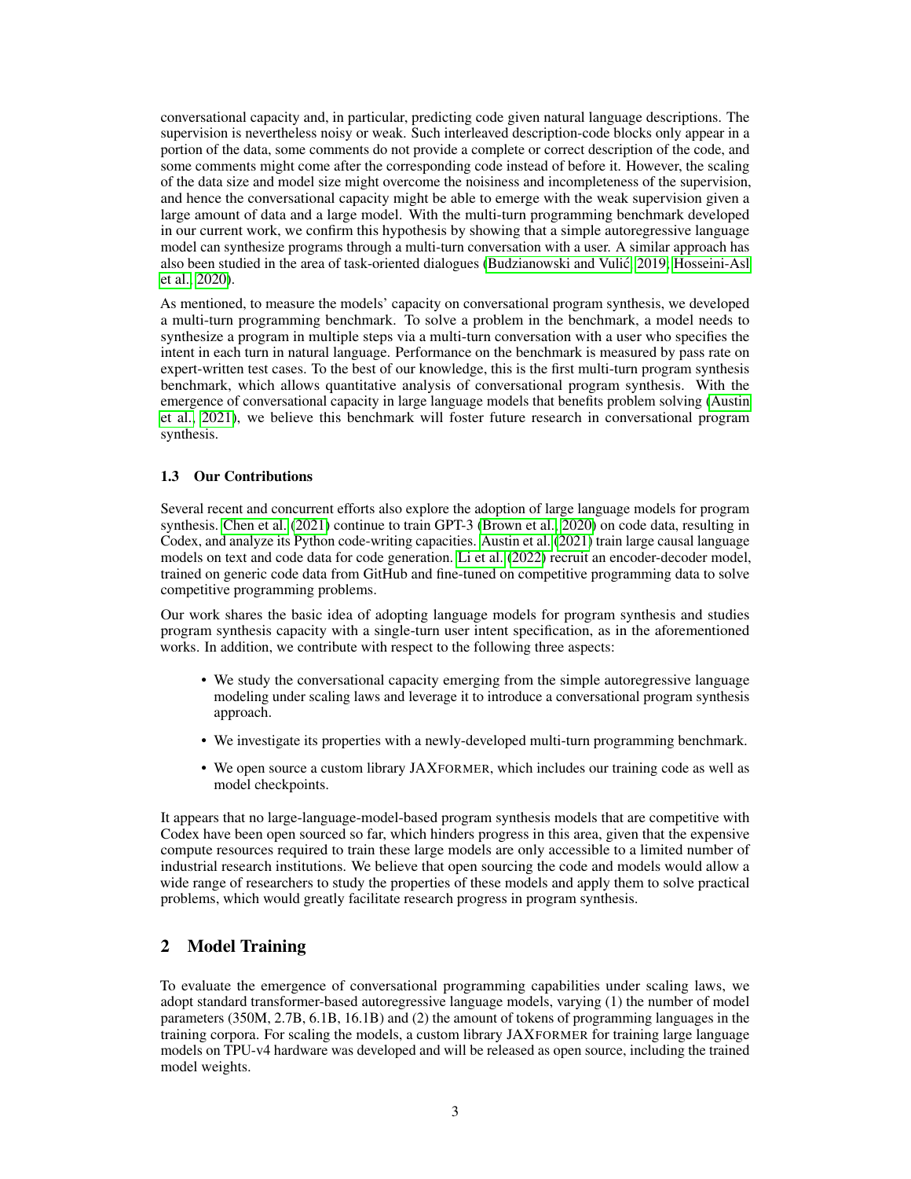conversational capacity and, in particular, predicting code given natural language descriptions. The supervision is nevertheless noisy or weak. Such interleaved description-code blocks only appear in a portion of the data, some comments do not provide a complete or correct description of the code, and some comments might come after the corresponding code instead of before it. However, the scaling of the data size and model size might overcome the noisiness and incompleteness of the supervision, and hence the conversational capacity might be able to emerge with the weak supervision given a large amount of data and a large model. With the multi-turn programming benchmark developed in our current work, we confirm this hypothesis by showing that a simple autoregressive language model can synthesize programs through a multi-turn conversation with a user. A similar approach has also been studied in the area of task-oriented dialogues (Budzianowski and Vulić, 2019; Hosseini-Asl et al., 2020).

As mentioned, to measure the models' capacity on conversational program synthesis, we developed a multi-turn programming benchmark. To solve a problem in the benchmark, a model needs to synthesize a program in multiple steps via a multi-turn conversation with a user who specifies the intent in each turn in natural language. Performance on the benchmark is measured by pass rate on expert-written test cases. To the best of our knowledge, this is the first multi-turn program synthesis benchmark, which allows quantitative analysis of conversational program synthesis. With the emergence of conversational capacity in large language models that benefits problem solving (Austin et al., 2021), we believe this benchmark will foster future research in conversational program synthesis.

### 1.3 Our Contributions

Several recent and concurrent efforts also explore the adoption of large language models for program synthesis. Chen et al. (2021) continue to train GPT-3 (Brown et al., 2020) on code data, resulting in Codex, and analyze its Python code-writing capacities. Austin et al. (2021) train large causal language models on text and code data for code generation. Li et al. (2022) recruit an encoder-decoder model, trained on generic code data from GitHub and fine-tuned on competitive programming data to solve competitive programming problems.

Our work shares the basic idea of adopting language models for program synthesis and studies program synthesis capacity with a single-turn user intent specification, as in the aforementioned works. In addition, we contribute with respect to the following three aspects:

- We study the conversational capacity emerging from the simple autoregressive language modeling under scaling laws and leverage it to introduce a conversational program synthesis approach.
- We investigate its properties with a newly-developed multi-turn programming benchmark.
- We open source a custom library JAXFORMER, which includes our training code as well as model checkpoints.

It appears that no large-language-model-based program synthesis models that are competitive with Codex have been open sourced so far, which hinders progress in this area, given that the expensive compute resources required to train these large models are only accessible to a limited number of industrial research institutions. We believe that open sourcing the code and models would allow a wide range of researchers to study the properties of these models and apply them to solve practical problems, which would greatly facilitate research progress in program synthesis.

## 2 Model Training

To evaluate the emergence of conversational programming capabilities under scaling laws, we adopt standard transformer-based autoregressive language models, varying (1) the number of model parameters (350M, 2.7B, 6.1B, 16.1B) and (2) the amount of tokens of programming languages in the training corpora. For scaling the models, a custom library JAXFORMER for training large language models on TPU-v4 hardware was developed and will be released as open source, including the trained model weights.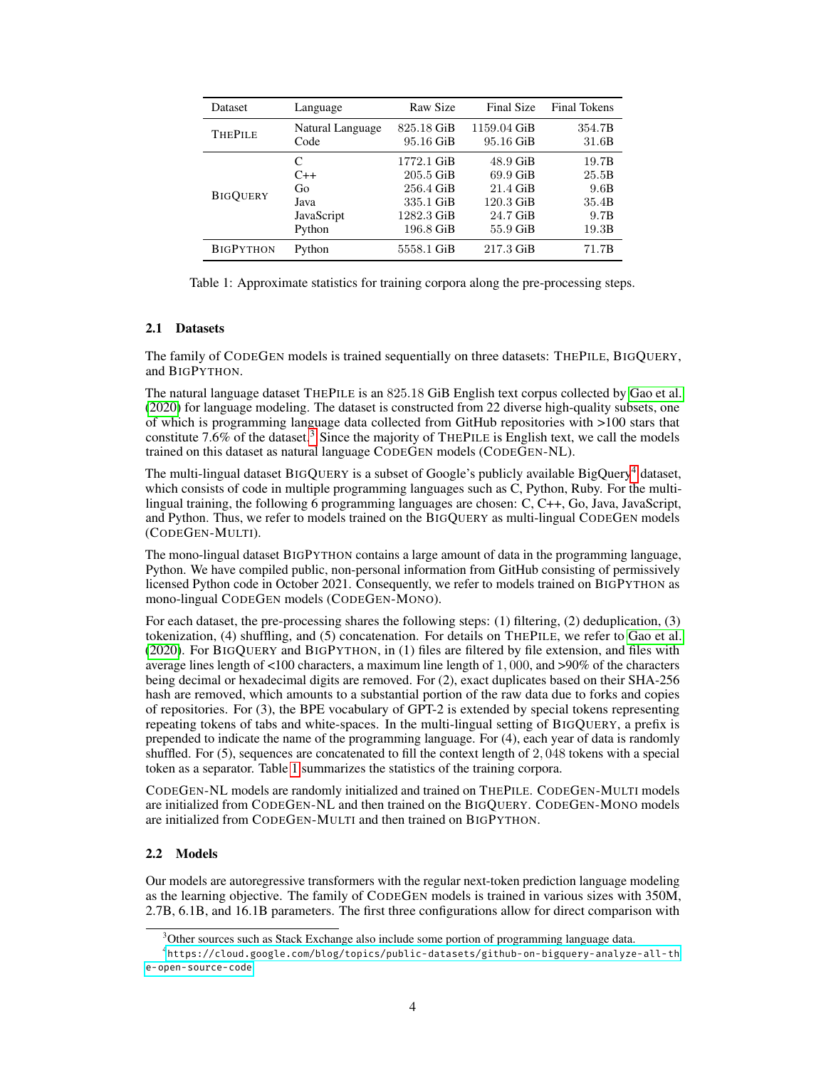| Dataset | Language | Raw Size | Final Size | Final Tokens |
|---|---|---|---|---|
| THEPILE | Natural Language | 825.18 GiB | 1159.04 GiB | 354.7B |
| | Code | 95.16 GiB | 95.16 GiB | 31.6B |
| BIGQUERY | C | 1772.1 GiB | 48.9 GiB | 19.7B |
| | C++ | 205.5 GiB | 69.9 GiB | 25.5B |
| | Go | 256.4 GiB | 21.4 GiB | 9.6B |
| | Java | 335.1 GiB | 120.3 GiB | 35.4B |
| | JavaScript | 1282.3 GiB | 24.7 GiB | 9.7B |
| | Python | 196.8 GiB | 55.9 GiB | 19.3B |
| BIGPYTHON | Python | 5558.1 GiB | 217.3 GiB | 71.7B |

Table 1: Approximate statistics for training corpora along the pre-processing steps.

### 2.1 Datasets

The family of CODEGEN models is trained sequentially on three datasets: THEPILE, BIGQUERY, and BIGPYTHON.

The natural language dataset THEPILE is an 825.18 GiB English text corpus collected by Gao et al. (2020) for language modeling. The dataset is constructed from 22 diverse high-quality subsets, one of which is programming language data collected from GitHub repositories with >100 stars that constitute 7.6% of the dataset.[3] Since the majority of THEPILE is English text, we call the models trained on this dataset as natural language CODEGEN models (CODEGEN-NL).

The multi-lingual dataset BIGQUERY is a subset of Google's publicly available BigQuery[4] dataset, which consists of code in multiple programming languages such as C, Python, Ruby. For the multi-lingual training, the following 6 programming languages are chosen: C, C++, Go, Java, JavaScript, and Python. Thus, we refer to models trained on the BIGQUERY as multi-lingual CODEGEN models (CODEGEN-MULTI).

The mono-lingual dataset BIGPYTHON contains a large amount of data in the programming language, Python. We have compiled public, non-personal information from GitHub consisting of permissively licensed Python code in October 2021. Consequently, we refer to models trained on BIGPYTHON as mono-lingual CODEGEN models (CODEGEN-MONO).

For each dataset, the pre-processing shares the following steps: (1) filtering, (2) deduplication, (3) tokenization, (4) shuffling, and (5) concatenation. For details on THEPILE, we refer to Gao et al. (2020). For BIGQUERY and BIGPYTHON, in (1) files are filtered by file extension, and files with average lines length of <100 characters, a maximum line length of $1,000$, and >90% of the characters being decimal or hexadecimal digits are removed. For (2), exact duplicates based on their SHA-256 hash are removed, which amounts to a substantial portion of the raw data due to forks and copies of repositories. For (3), the BPE vocabulary of GPT-2 is extended by special tokens representing repeating tokens of tabs and white-spaces. In the multi-lingual setting of BIGQUERY, a prefix is prepended to indicate the name of the programming language. For (4), each year of data is randomly shuffled. For (5), sequences are concatenated to fill the context length of $2,048$ tokens with a special token as a separator. Table 1 summarizes the statistics of the training corpora.

CODEGEN-NL models are randomly initialized and trained on THEPILE. CODEGEN-MULTI models are initialized from CODEGEN-NL and then trained on the BIGQUERY. CODEGEN-MONO models are initialized from CODEGEN-MULTI and then trained on BIGPYTHON.

### 2.2 Models

Our models are autoregressive transformers with the regular next-token prediction language modeling as the learning objective. The family of CODEGEN models is trained in various sizes with 350M, 2.7B, 6.1B, and 16.1B parameters. The first three configurations allow for direct comparison with

[3] Other sources such as Stack Exchange also include some portion of programming language data.

[4] https://cloud.google.com/blog/topics/public-datasets/github-on-bigquery-analyze-all-the-open-source-code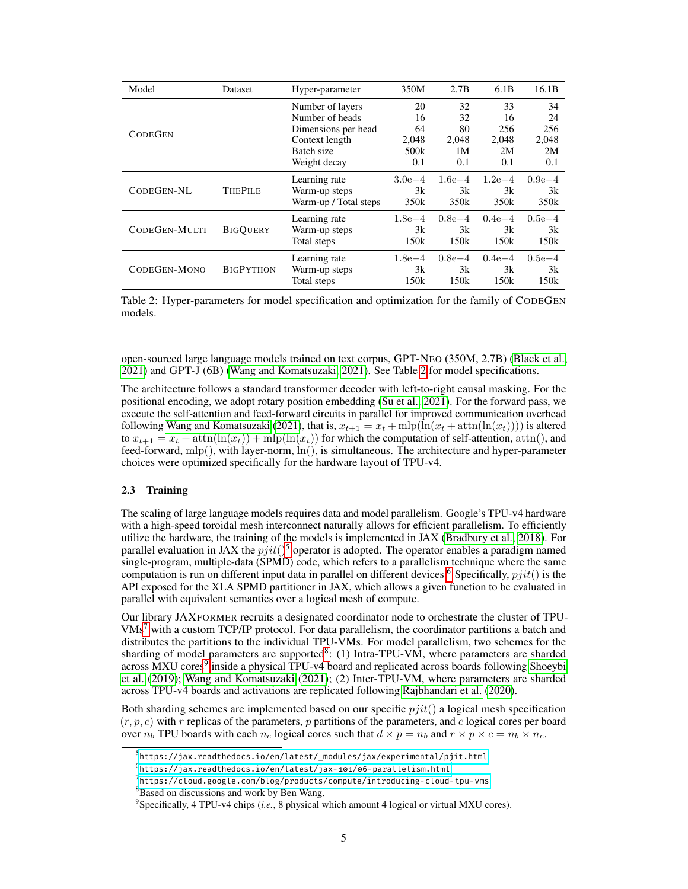| Model | Dataset | Hyper-parameter | 350M | 2.7B | 6.1B | 16.1B |
|---|---|---|---|---|---|---|
| CodeGen | | Number of layers | 20 | 32 | 33 | 34 |
| | | Number of heads | 16 | 32 | 16 | 24 |
| | | Dimensions per head | 64 | 80 | 256 | 256 |
| | | Context length | 2,048 | 2,048 | 2,048 | 2,048 |
| | | Batch size | 500k | 1M | 2M | 2M |
| | | Weight decay | 0.1 | 0.1 | 0.1 | 0.1 |
| CodeGen-NL | ThePile | Learning rate | 3.0e−4 | 1.6e−4 | 1.2e−4 | 0.9e−4 |
| | | Warm-up steps | 3k | 3k | 3k | 3k |
| | | Warm-up / Total steps | 350k | 350k | 350k | 350k |
| CodeGen-Multi | BigQuery | Learning rate | 1.8e−4 | 0.8e−4 | 0.4e−4 | 0.5e−4 |
| | | Warm-up steps | 3k | 3k | 3k | 3k |
| | | Total steps | 150k | 150k | 150k | 150k |
| CodeGen-Mono | BigPython | Learning rate | 1.8e−4 | 0.8e−4 | 0.4e−4 | 0.5e−4 |
| | | Warm-up steps | 3k | 3k | 3k | 3k |
| | | Total steps | 150k | 150k | 150k | 150k |

Table 2: Hyper-parameters for model specification and optimization for the family of CodeGen models.

open-sourced large language models trained on text corpus, GPT-Neo (350M, 2.7B) (Black et al., 2021) and GPT-J (6B) (Wang and Komatsuzaki, 2021). See Table 2 for model specifications.

The architecture follows a standard transformer decoder with left-to-right causal masking. For the positional encoding, we adopt rotary position embedding (Su et al., 2021). For the forward pass, we execute the self-attention and feed-forward circuits in parallel for improved communication overhead following Wang and Komatsuzaki (2021), that is, $x_{t+1} = x_t + \mathrm{mlp}(\mathrm{ln}(x_t + \mathrm{attn}(\mathrm{ln}(x_t))))$ is altered to $x_{t+1} = x_t + \mathrm{attn}(\mathrm{ln}(x_t)) + \mathrm{mlp}(\mathrm{ln}(x_t))$ for which the computation of self-attention, $\mathrm{attn}()$, and feed-forward, $\mathrm{mlp}()$, with layer-norm, $\mathrm{ln}()$, is simultaneous. The architecture and hyper-parameter choices were optimized specifically for the hardware layout of TPU-v4.

### 2.3 Training

The scaling of large language models requires data and model parallelism. Google's TPU-v4 hardware with a high-speed toroidal mesh interconnect naturally allows for efficient parallelism. To efficiently utilize the hardware, the training of the models is implemented in JAX (Bradbury et al., 2018). For parallel evaluation in JAX the $pjit()$[5] operator is adopted. The operator enables a paradigm named single-program, multiple-data (SPMD) code, which refers to a parallelism technique where the same computation is run on different input data in parallel on different devices.[6] Specifically, $pjit()$ is the API exposed for the XLA SPMD partitioner in JAX, which allows a given function to be evaluated in parallel with equivalent semantics over a logical mesh of compute.

Our library JAXformer recruits a designated coordinator node to orchestrate the cluster of TPU-VMs[7] with a custom TCP/IP protocol. For data parallelism, the coordinator partitions a batch and distributes the partitions to the individual TPU-VMs. For model parallelism, two schemes for the sharding of model parameters are supported[8]: (1) Intra-TPU-VM, where parameters are sharded across MXU cores[9] inside a physical TPU-v4 board and replicated across boards following Shoeybi et al. (2019); Wang and Komatsuzaki (2021); (2) Inter-TPU-VM, where parameters are sharded across TPU-v4 boards and activations are replicated following Rajbhandari et al. (2020).

Both sharding schemes are implemented based on our specific $pjit()$ a logical mesh specification $(r, p, c)$ with $r$ replicas of the parameters, $p$ partitions of the parameters, and $c$ logical cores per board over $n_b$ TPU boards with each $n_c$ logical cores such that $d \times p = n_b$ and $r \times p \times c = n_b \times n_c$.

[5] https://jax.readthedocs.io/en/latest/_modules/jax/experimental/pjit.html

[6] https://jax.readthedocs.io/en/latest/jax-101/06-parallelism.html

[7] https://cloud.google.com/blog/products/compute/introducing-cloud-tpu-vms

[8] Based on discussions and work by Ben Wang.

[9] Specifically, 4 TPU-v4 chips (*i.e.*, 8 physical which amount 4 logical or virtual MXU cores).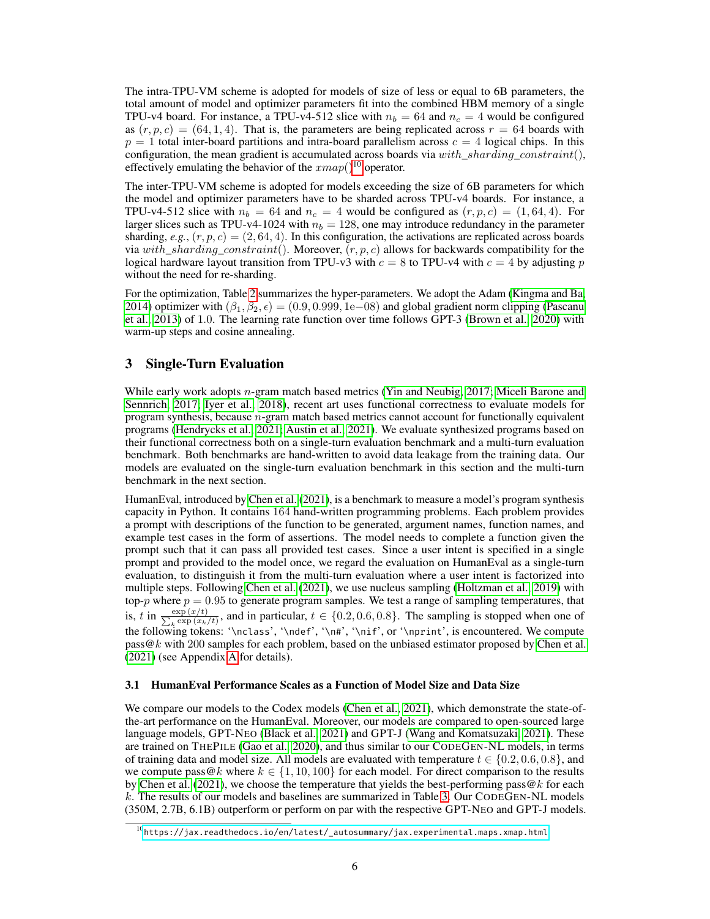The intra-TPU-VM scheme is adopted for models of size of less or equal to 6B parameters, the total amount of model and optimizer parameters fit into the combined HBM memory of a single TPU-v4 board. For instance, a TPU-v4-512 slice with $n_b = 64$ and $n_c = 4$ would be configured as $(r, p, c) = (64, 1, 4)$. That is, the parameters are being replicated across $r = 64$ boards with $p = 1$ total inter-board partitions and intra-board parallelism across $c = 4$ logical chips. In this configuration, the mean gradient is accumulated across boards via $with\_sharding\_constraint()$, effectively emulating the behavior of the $xmap()$[10] operator.

The inter-TPU-VM scheme is adopted for models exceeding the size of 6B parameters for which the model and optimizer parameters have to be sharded across TPU-v4 boards. For instance, a TPU-v4-512 slice with $n_b = 64$ and $n_c = 4$ would be configured as $(r, p, c) = (1, 64, 4)$. For larger slices such as TPU-v4-1024 with $n_b = 128$, one may introduce redundancy in the parameter sharding, *e.g.*, $(r, p, c) = (2, 64, 4)$. In this configuration, the activations are replicated across boards via $with\_sharding\_constraint()$. Moreover, $(r, p, c)$ allows for backwards compatibility for the logical hardware layout transition from TPU-v3 with $c = 8$ to TPU-v4 with $c = 4$ by adjusting $p$ without the need for re-sharding.

For the optimization, Table 2 summarizes the hyper-parameters. We adopt the Adam (Kingma and Ba, 2014) optimizer with $(\beta_1, \beta_2, \epsilon) = (0.9, 0.999, 1\text{e}{-08})$ and global gradient norm clipping (Pascanu et al., 2013) of 1.0. The learning rate function over time follows GPT-3 (Brown et al., 2020) with warm-up steps and cosine annealing.

## 3 Single-Turn Evaluation

While early work adopts $n$-gram match based metrics (Yin and Neubig, 2017; Miceli Barone and Sennrich, 2017; Iyer et al., 2018), recent art uses functional correctness to evaluate models for program synthesis, because $n$-gram match based metrics cannot account for functionally equivalent programs (Hendrycks et al., 2021; Austin et al., 2021). We evaluate synthesized programs based on their functional correctness both on a single-turn evaluation benchmark and a multi-turn evaluation benchmark. Both benchmarks are hand-written to avoid data leakage from the training data. Our models are evaluated on the single-turn evaluation benchmark in this section and the multi-turn benchmark in the next section.

HumanEval, introduced by Chen et al. (2021), is a benchmark to measure a model's program synthesis capacity in Python. It contains 164 hand-written programming problems. Each problem provides a prompt with descriptions of the function to be generated, argument names, function names, and example test cases in the form of assertions. The model needs to complete a function given the prompt such that it can pass all provided test cases. Since a user intent is specified in a single prompt and provided to the model once, we regard the evaluation on HumanEval as a single-turn evaluation, to distinguish it from the multi-turn evaluation where a user intent is factorized into multiple steps. Following Chen et al. (2021), we use nucleus sampling (Holtzman et al., 2019) with top-$p$ where $p = 0.95$ to generate program samples. We test a range of sampling temperatures, that is, $t$ in $\frac{\exp(x/t)}{\sum_k \exp(x_k/t)}$, and in particular, $t \in \{0.2, 0.6, 0.8\}$. The sampling is stopped when one of the following tokens: '\nclass', '\ndef', '\n#', '\nif', or '\nprint', is encountered. We compute pass@$k$ with 200 samples for each problem, based on the unbiased estimator proposed by Chen et al. (2021) (see Appendix A for details).

### 3.1 HumanEval Performance Scales as a Function of Model Size and Data Size

We compare our models to the Codex models (Chen et al., 2021), which demonstrate the state-of-the-art performance on the HumanEval. Moreover, our models are compared to open-sourced large language models, GPT-NEO (Black et al., 2021) and GPT-J (Wang and Komatsuzaki, 2021). These are trained on THEPILE (Gao et al., 2020), and thus similar to our CODEGEN-NL models, in terms of training data and model size. All models are evaluated with temperature $t \in \{0.2, 0.6, 0.8\}$, and we compute pass@$k$ where $k \in \{1, 10, 100\}$ for each model. For direct comparison to the results by Chen et al. (2021), we choose the temperature that yields the best-performing pass@$k$ for each $k$. The results of our models and baselines are summarized in Table 3. Our CODEGEN-NL models (350M, 2.7B, 6.1B) outperform or perform on par with the respective GPT-NEO and GPT-J models.

[10] https://jax.readthedocs.io/en/latest/_autosummary/jax.experimental.maps.xmap.html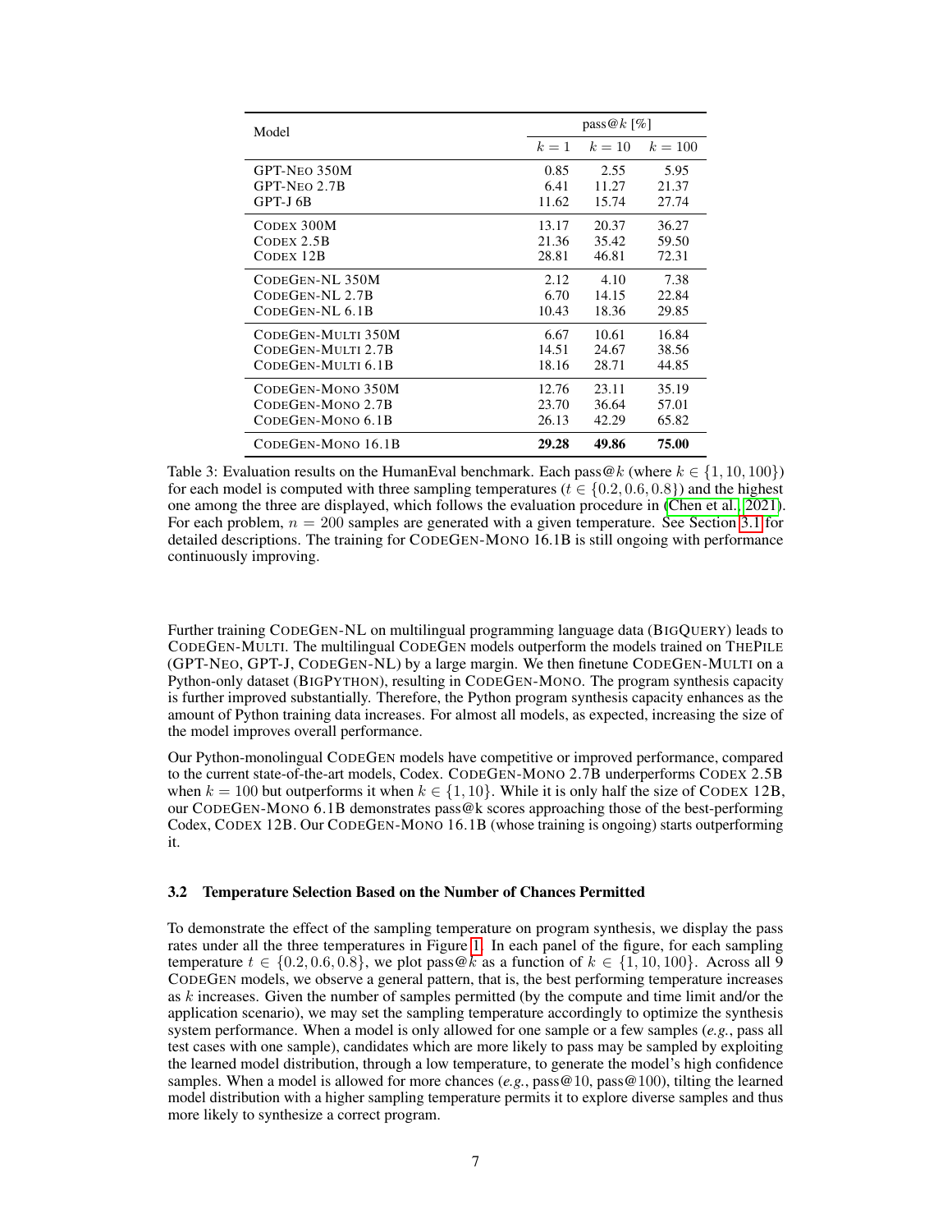| Model | pass@$k$ [%] | | |
|---|---|---|---|
| | $k=1$ | $k=10$ | $k=100$ |
| GPT-NEO 350M | 0.85 | 2.55 | 5.95 |
| GPT-NEO 2.7B | 6.41 | 11.27 | 21.37 |
| GPT-J 6B | 11.62 | 15.74 | 27.74 |
| CODEX 300M | 13.17 | 20.37 | 36.27 |
| CODEX 2.5B | 21.36 | 35.42 | 59.50 |
| CODEX 12B | 28.81 | 46.81 | 72.31 |
| CODEGEN-NL 350M | 2.12 | 4.10 | 7.38 |
| CODEGEN-NL 2.7B | 6.70 | 14.15 | 22.84 |
| CODEGEN-NL 6.1B | 10.43 | 18.36 | 29.85 |
| CODEGEN-MULTI 350M | 6.67 | 10.61 | 16.84 |
| CODEGEN-MULTI 2.7B | 14.51 | 24.67 | 38.56 |
| CODEGEN-MULTI 6.1B | 18.16 | 28.71 | 44.85 |
| CODEGEN-MONO 350M | 12.76 | 23.11 | 35.19 |
| CODEGEN-MONO 2.7B | 23.70 | 36.64 | 57.01 |
| CODEGEN-MONO 6.1B | 26.13 | 42.29 | 65.82 |
| CODEGEN-MONO 16.1B | **29.28** | **49.86** | **75.00** |

Table 3: Evaluation results on the HumanEval benchmark. Each pass@$k$ (where $k \in \{1, 10, 100\}$) for each model is computed with three sampling temperatures ($t \in \{0.2, 0.6, 0.8\}$) and the highest one among the three are displayed, which follows the evaluation procedure in (Chen et al., 2021). For each problem, $n = 200$ samples are generated with a given temperature. See Section 3.1 for detailed descriptions. The training for CODEGEN-MONO 16.1B is still ongoing with performance continuously improving.

Further training CODEGEN-NL on multilingual programming language data (BIGQUERY) leads to CODEGEN-MULTI. The multilingual CODEGEN models outperform the models trained on THEPILE (GPT-NEO, GPT-J, CODEGEN-NL) by a large margin. We then finetune CODEGEN-MULTI on a Python-only dataset (BIGPYTHON), resulting in CODEGEN-MONO. The program synthesis capacity is further improved substantially. Therefore, the Python program synthesis capacity enhances as the amount of Python training data increases. For almost all models, as expected, increasing the size of the model improves overall performance.

Our Python-monolingual CODEGEN models have competitive or improved performance, compared to the current state-of-the-art models, Codex. CODEGEN-MONO 2.7B underperforms CODEX 2.5B when $k = 100$ but outperforms it when $k \in \{1, 10\}$. While it is only half the size of CODEX 12B, our CODEGEN-MONO 6.1B demonstrates pass@k scores approaching those of the best-performing Codex, CODEX 12B. Our CODEGEN-MONO 16.1B (whose training is ongoing) starts outperforming it.

### 3.2 Temperature Selection Based on the Number of Chances Permitted

To demonstrate the effect of the sampling temperature on program synthesis, we display the pass rates under all the three temperatures in Figure 1. In each panel of the figure, for each sampling temperature $t \in \{0.2, 0.6, 0.8\}$, we plot pass@$k$ as a function of $k \in \{1, 10, 100\}$. Across all 9 CODEGEN models, we observe a general pattern, that is, the best performing temperature increases as $k$ increases. Given the number of samples permitted (by the compute and time limit and/or the application scenario), we may set the sampling temperature accordingly to optimize the synthesis system performance. When a model is only allowed for one sample or a few samples (*e.g.*, pass all test cases with one sample), candidates which are more likely to pass may be sampled by exploiting the learned model distribution, through a low temperature, to generate the model's high confidence samples. When a model is allowed for more chances (*e.g.*, pass@10, pass@100), tilting the learned model distribution with a higher sampling temperature permits it to explore diverse samples and thus more likely to synthesize a correct program.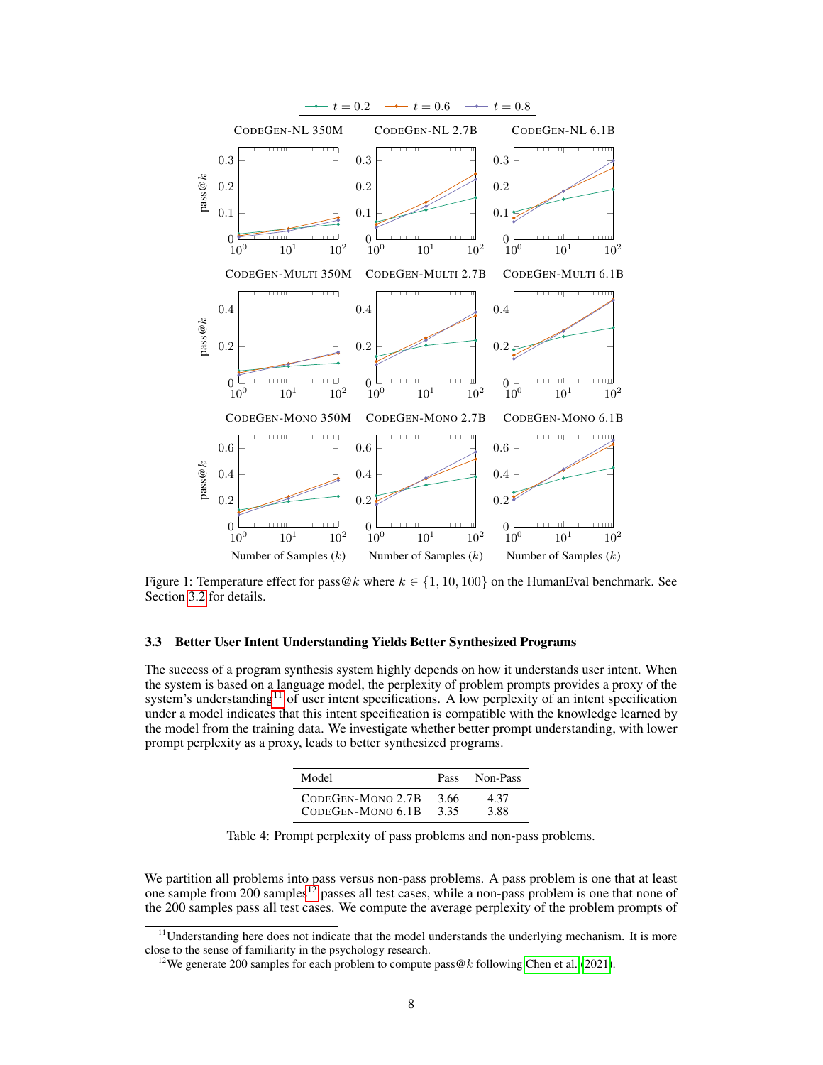Figure 1: Temperature effect for pass@$k$ where $k \in \{1, 10, 100\}$ on the HumanEval benchmark. See Section 3.2 for details.

### 3.3 Better User Intent Understanding Yields Better Synthesized Programs

The success of a program synthesis system highly depends on how it understands user intent. When the system is based on a language model, the perplexity of problem prompts provides a proxy of the system's understanding[11] of user intent specifications. A low perplexity of an intent specification under a model indicates that this intent specification is compatible with the knowledge learned by the model from the training data. We investigate whether better prompt understanding, with lower prompt perplexity as a proxy, leads to better synthesized programs.

| Model | Pass | Non-Pass |
|---|---|---|
| CodeGen-Mono 2.7B | 3.66 | 4.37 |
| CodeGen-Mono 6.1B | 3.35 | 3.88 |

Table 4: Prompt perplexity of pass problems and non-pass problems.

We partition all problems into pass versus non-pass problems. A pass problem is one that at least one sample from 200 samples[12] passes all test cases, while a non-pass problem is one that none of the 200 samples pass all test cases. We compute the average perplexity of the problem prompts of

[11] Understanding here does not indicate that the model understands the underlying mechanism. It is more close to the sense of familiarity in the psychology research.

[12] We generate 200 samples for each problem to compute pass@$k$ following Chen et al. (2021).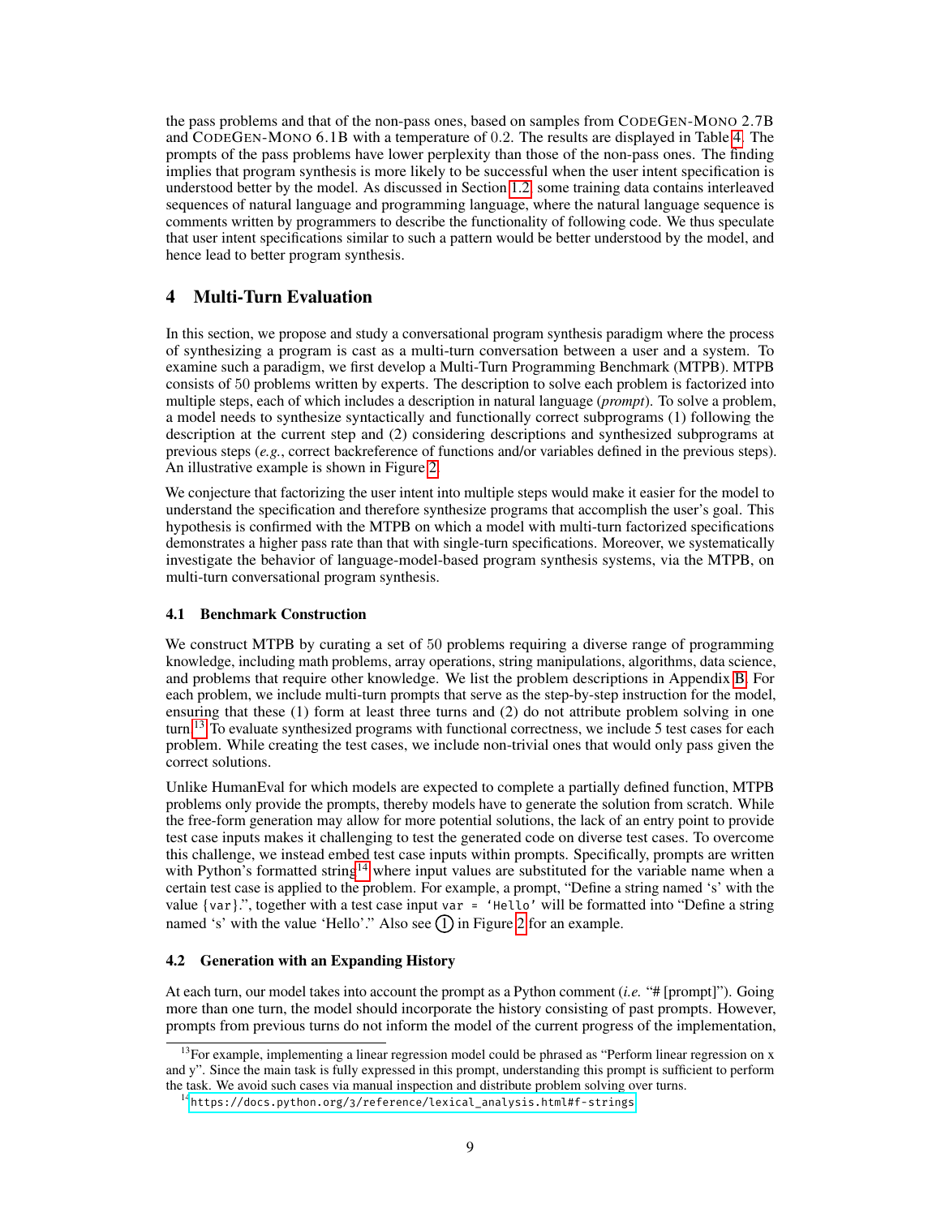the pass problems and that of the non-pass ones, based on samples from CODEGEN-MONO 2.7B and CODEGEN-MONO 6.1B with a temperature of 0.2. The results are displayed in Table 4. The prompts of the pass problems have lower perplexity than those of the non-pass ones. The finding implies that program synthesis is more likely to be successful when the user intent specification is understood better by the model. As discussed in Section 1.2, some training data contains interleaved sequences of natural language and programming language, where the natural language sequence is comments written by programmers to describe the functionality of following code. We thus speculate that user intent specifications similar to such a pattern would be better understood by the model, and hence lead to better program synthesis.

## 4 Multi-Turn Evaluation

In this section, we propose and study a conversational program synthesis paradigm where the process of synthesizing a program is cast as a multi-turn conversation between a user and a system. To examine such a paradigm, we first develop a Multi-Turn Programming Benchmark (MTPB). MTPB consists of 50 problems written by experts. The description to solve each problem is factorized into multiple steps, each of which includes a description in natural language (*prompt*). To solve a problem, a model needs to synthesize syntactically and functionally correct subprograms (1) following the description at the current step and (2) considering descriptions and synthesized subprograms at previous steps (*e.g.*, correct backreference of functions and/or variables defined in the previous steps). An illustrative example is shown in Figure 2.

We conjecture that factorizing the user intent into multiple steps would make it easier for the model to understand the specification and therefore synthesize programs that accomplish the user's goal. This hypothesis is confirmed with the MTPB on which a model with multi-turn factorized specifications demonstrates a higher pass rate than that with single-turn specifications. Moreover, we systematically investigate the behavior of language-model-based program synthesis systems, via the MTPB, on multi-turn conversational program synthesis.

### 4.1 Benchmark Construction

We construct MTPB by curating a set of 50 problems requiring a diverse range of programming knowledge, including math problems, array operations, string manipulations, algorithms, data science, and problems that require other knowledge. We list the problem descriptions in Appendix B. For each problem, we include multi-turn prompts that serve as the step-by-step instruction for the model, ensuring that these (1) form at least three turns and (2) do not attribute problem solving in one turn.[13] To evaluate synthesized programs with functional correctness, we include 5 test cases for each problem. While creating the test cases, we include non-trivial ones that would only pass given the correct solutions.

Unlike HumanEval for which models are expected to complete a partially defined function, MTPB problems only provide the prompts, thereby models have to generate the solution from scratch. While the free-form generation may allow for more potential solutions, the lack of an entry point to provide test case inputs makes it challenging to test the generated code on diverse test cases. To overcome this challenge, we instead embed test case inputs within prompts. Specifically, prompts are written with Python's formatted string[14] where input values are substituted for the variable name when a certain test case is applied to the problem. For example, a prompt, "Define a string named 's' with the value {var}.", together with a test case input `var = 'Hello'` will be formatted into "Define a string named 's' with the value 'Hello'." Also see ① in Figure 2 for an example.

### 4.2 Generation with an Expanding History

At each turn, our model takes into account the prompt as a Python comment (*i.e.* "# [prompt]"). Going more than one turn, the model should incorporate the history consisting of past prompts. However, prompts from previous turns do not inform the model of the current progress of the implementation,

[13] For example, implementing a linear regression model could be phrased as "Perform linear regression on x and y". Since the main task is fully expressed in this prompt, understanding this prompt is sufficient to perform the task. We avoid such cases via manual inspection and distribute problem solving over turns.

[14] https://docs.python.org/3/reference/lexical_analysis.html#f-strings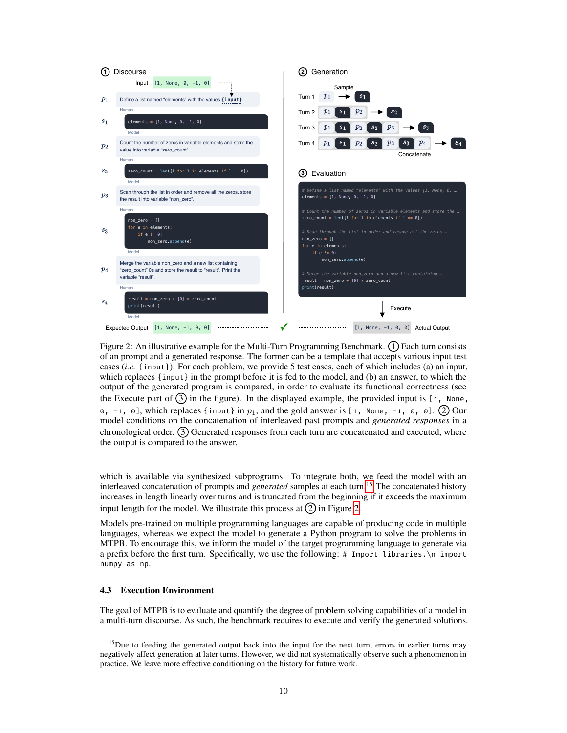① Discourse

Input `[1, None, 0, -1, 0]`

$p_1$ Define a list named "elements" with the values {input}.

Human

$s_1$
```
elements = [1, None, 0, -1, 0]
```
Model

$p_2$ Count the number of zeros in variable elements and store the value into variable "zero_count".

Human

$s_2$
```
zero_count = len([l for l in elements if l == 0])
```
Model

$p_3$ Scan through the list in order and remove all the zeros, store the result into variable "non_zero".

Human

$s_3$
```
non_zero = []
for e in elements:
    if e != 0:
        non_zero.append(e)
```
Model

$p_4$ Merge the variable non_zero and a new list containing "zero_count" 0s and store the result to "result". Print the variable "result".

Human

$s_4$
```
result = non_zero + [0] * zero_count
print(result)
```
Model

Expected Output `[1, None, -1, 0, 0]` ✓ `[1, None, -1, 0, 0]` Actual Output

② Generation

Sample

Turn 1 $p_1$ → $s_1$

Turn 2 $p_1$ $s_1$ $p_2$ → $s_2$

Turn 3 $p_1$ $s_1$ $p_2$ $s_2$ $p_3$ → $s_3$

Turn 4 $p_1$ $s_1$ $p_2$ $s_2$ $p_3$ $s_3$ $p_4$ → $s_4$

Concatenate

③ Evaluation

```
# Define a list named "elements" with the values [1, None, 0, …
elements = [1, None, 0, -1, 0]

# Count the number of zeros in variable elements and store the …
zero_count = len([l for l in elements if l == 0])

# Scan through the list in order and remove all the zeros …
non_zero = []
for e in elements:
    if e != 0:
        non_zero.append(e)

# Merge the variable non_zero and a new list containing …
result = non_zero + [0] * zero_count
print(result)
```

Execute

Figure 2: An illustrative example for the Multi-Turn Programming Benchmark. ① Each turn consists of an prompt and a generated response. The former can be a template that accepts various input test cases (*i.e.* `{input}`). For each problem, we provide 5 test cases, each of which includes (a) an input, which replaces `{input}` in the prompt before it is fed to the model, and (b) an answer, to which the output of the generated program is compared, in order to evaluate its functional correctness (see the Execute part of ③ in the figure). In the displayed example, the provided input is `[1, None, 0, -1, 0]`, which replaces `{input}` in $p_1$, and the gold answer is `[1, None, -1, 0, 0]`. ② Our model conditions on the concatenation of interleaved past prompts and *generated responses* in a chronological order. ③ Generated responses from each turn are concatenated and executed, where the output is compared to the answer.

which is available via synthesized subprograms. To integrate both, we feed the model with an interleaved concatenation of prompts and *generated* samples at each turn.[15] The concatenated history increases in length linearly over turns and is truncated from the beginning if it exceeds the maximum input length for the model. We illustrate this process at ② in Figure 2.

Models pre-trained on multiple programming languages are capable of producing code in multiple languages, whereas we expect the model to generate a Python program to solve the problems in MTPB. To encourage this, we inform the model of the target programming language to generate via a prefix before the first turn. Specifically, we use the following: `# Import libraries.\n import numpy as np`.

### 4.3 Execution Environment

The goal of MTPB is to evaluate and quantify the degree of problem solving capabilities of a model in a multi-turn discourse. As such, the benchmark requires to execute and verify the generated solutions.

[15] Due to feeding the generated output back into the input for the next turn, errors in earlier turns may negatively affect generation at later turns. However, we did not systematically observe such a phenomenon in practice. We leave more effective conditioning on the history for future work.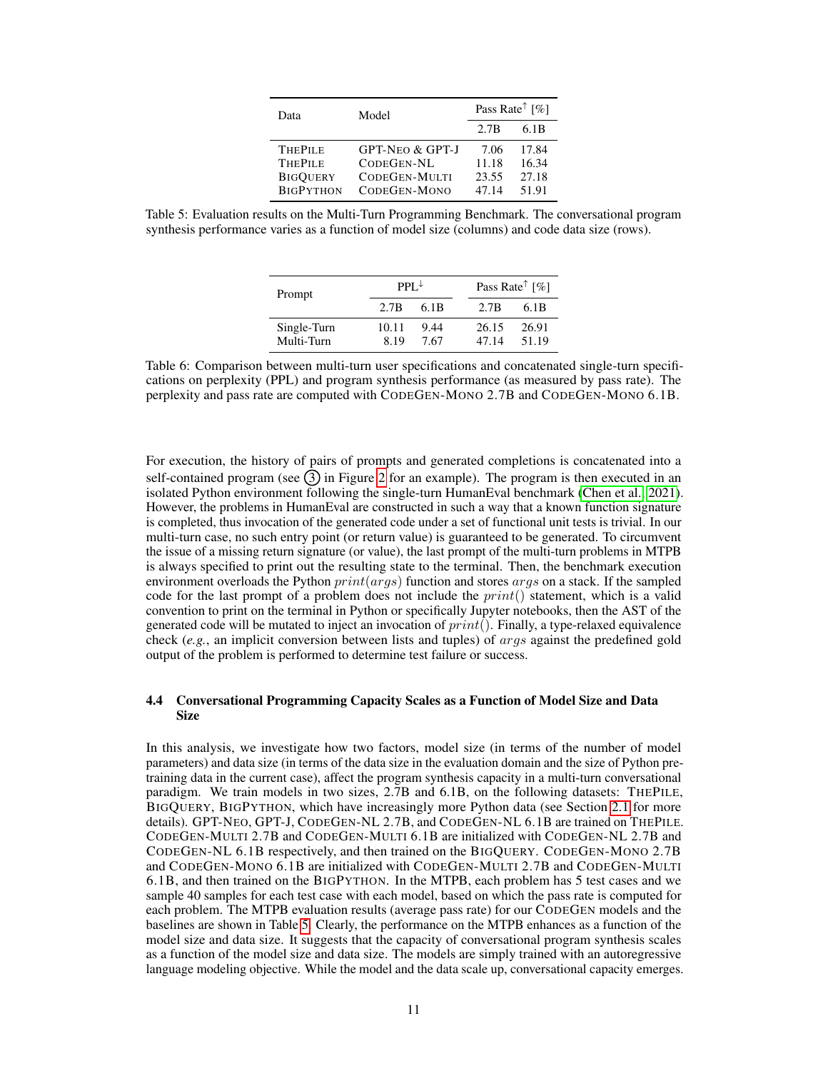| Data | Model | Pass Rate$^{\uparrow}$ [%] | |
|---|---|---|---|
| | | 2.7B | 6.1B |
| THEPILE | GPT-NEO & GPT-J | 7.06 | 17.84 |
| THEPILE | CODEGEN-NL | 11.18 | 16.34 |
| BIGQUERY | CODEGEN-MULTI | 23.55 | 27.18 |
| BIGPYTHON | CODEGEN-MONO | 47.14 | 51.91 |

Table 5: Evaluation results on the Multi-Turn Programming Benchmark. The conversational program synthesis performance varies as a function of model size (columns) and code data size (rows).

| Prompt | PPL$^{\downarrow}$ | | Pass Rate$^{\uparrow}$ [%] | |
|---|---|---|---|---|
| | 2.7B | 6.1B | 2.7B | 6.1B |
| Single-Turn | 10.11 | 9.44 | 26.15 | 26.91 |
| Multi-Turn | 8.19 | 7.67 | 47.14 | 51.19 |

Table 6: Comparison between multi-turn user specifications and concatenated single-turn specifications on perplexity (PPL) and program synthesis performance (as measured by pass rate). The perplexity and pass rate are computed with CODEGEN-MONO 2.7B and CODEGEN-MONO 6.1B.

For execution, the history of pairs of prompts and generated completions is concatenated into a self-contained program (see ③ in Figure 2 for an example). The program is then executed in an isolated Python environment following the single-turn HumanEval benchmark (Chen et al., 2021). However, the problems in HumanEval are constructed in such a way that a known function signature is completed, thus invocation of the generated code under a set of functional unit tests is trivial. In our multi-turn case, no such entry point (or return value) is guaranteed to be generated. To circumvent the issue of a missing return signature (or value), the last prompt of the multi-turn problems in MTPB is always specified to print out the resulting state to the terminal. Then, the benchmark execution environment overloads the Python $print(args)$ function and stores $args$ on a stack. If the sampled code for the last prompt of a problem does not include the $print()$ statement, which is a valid convention to print on the terminal in Python or specifically Jupyter notebooks, then the AST of the generated code will be mutated to inject an invocation of $print()$. Finally, a type-relaxed equivalence check (*e.g.*, an implicit conversion between lists and tuples) of $args$ against the predefined gold output of the problem is performed to determine test failure or success.

### 4.4 Conversational Programming Capacity Scales as a Function of Model Size and Data Size

In this analysis, we investigate how two factors, model size (in terms of the number of model parameters) and data size (in terms of the data size in the evaluation domain and the size of Python pre-training data in the current case), affect the program synthesis capacity in a multi-turn conversational paradigm. We train models in two sizes, 2.7B and 6.1B, on the following datasets: THEPILE, BIGQUERY, BIGPYTHON, which have increasingly more Python data (see Section 2.1 for more details). GPT-NEO, GPT-J, CODEGEN-NL 2.7B, and CODEGEN-NL 6.1B are trained on THEPILE. CODEGEN-MULTI 2.7B and CODEGEN-MULTI 6.1B are initialized with CODEGEN-NL 2.7B and CODEGEN-NL 6.1B respectively, and then trained on the BIGQUERY. CODEGEN-MONO 2.7B and CODEGEN-MONO 6.1B are initialized with CODEGEN-MULTI 2.7B and CODEGEN-MULTI 6.1B, and then trained on the BIGPYTHON. In the MTPB, each problem has 5 test cases and we sample 40 samples for each test case with each model, based on which the pass rate is computed for each problem. The MTPB evaluation results (average pass rate) for our CODEGEN models and the baselines are shown in Table 5. Clearly, the performance on the MTPB enhances as a function of the model size and data size. It suggests that the capacity of conversational program synthesis scales as a function of the model size and data size. The models are simply trained with an autoregressive language modeling objective. While the model and the data scale up, conversational capacity emerges.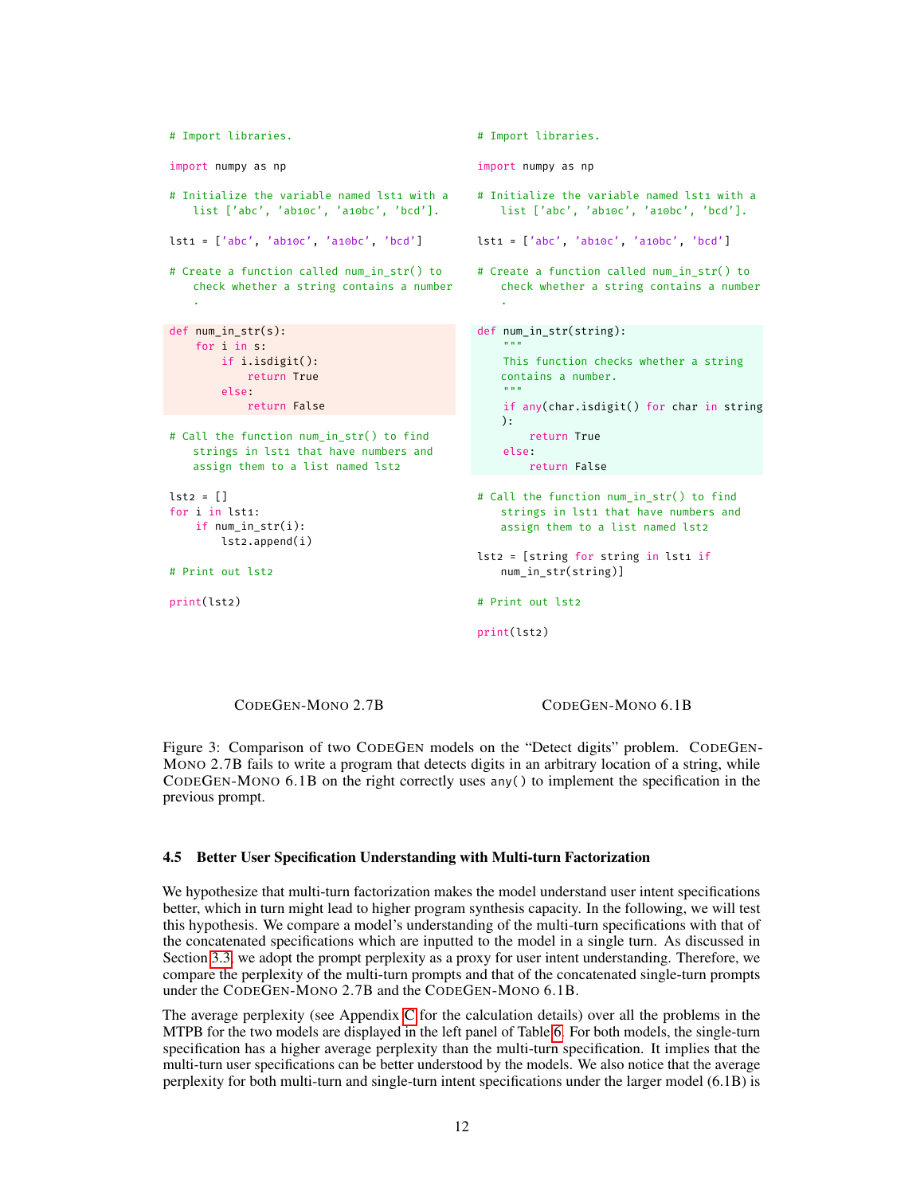**CodeGen-Mono 2.7B**

```python
# Import libraries.

import numpy as np

# Initialize the variable named lst1 with a
    list ['abc', 'ab10c', 'a10bc', 'bcd'].

lst1 = ['abc', 'ab10c', 'a10bc', 'bcd']

# Create a function called num_in_str() to
    check whether a string contains a number
    .

def num_in_str(s):
    for i in s:
        if i.isdigit():
            return True
        else:
            return False

# Call the function num_in_str() to find
    strings in lst1 that have numbers and
    assign them to a list named lst2

lst2 = []
for i in lst1:
    if num_in_str(i):
        lst2.append(i)

# Print out lst2

print(lst2)
```

**CodeGen-Mono 6.1B**

```python
# Import libraries.

import numpy as np

# Initialize the variable named lst1 with a
    list ['abc', 'ab10c', 'a10bc', 'bcd'].

lst1 = ['abc', 'ab10c', 'a10bc', 'bcd']

# Create a function called num_in_str() to
    check whether a string contains a number
    .

def num_in_str(string):
    """
    This function checks whether a string
    contains a number.
    """
    if any(char.isdigit() for char in string
    ):
        return True
    else:
        return False

# Call the function num_in_str() to find
    strings in lst1 that have numbers and
    assign them to a list named lst2

lst2 = [string for string in lst1 if
    num_in_str(string)]

# Print out lst2

print(lst2)
```

Figure 3: Comparison of two CodeGen models on the "Detect digits" problem. CodeGen-Mono 2.7B fails to write a program that detects digits in an arbitrary location of a string, while CodeGen-Mono 6.1B on the right correctly uses `any()` to implement the specification in the previous prompt.

### 4.5 Better User Specification Understanding with Multi-turn Factorization

We hypothesize that multi-turn factorization makes the model understand user intent specifications better, which in turn might lead to higher program synthesis capacity. In the following, we will test this hypothesis. We compare a model's understanding of the multi-turn specifications with that of the concatenated specifications which are inputted to the model in a single turn. As discussed in Section 3.3, we adopt the prompt perplexity as a proxy for user intent understanding. Therefore, we compare the perplexity of the multi-turn prompts and that of the concatenated single-turn prompts under the CodeGen-Mono 2.7B and the CodeGen-Mono 6.1B.

The average perplexity (see Appendix C for the calculation details) over all the problems in the MTPB for the two models are displayed in the left panel of Table 6. For both models, the single-turn specification has a higher average perplexity than the multi-turn specification. It implies that the multi-turn user specifications can be better understood by the models. We also notice that the average perplexity for both multi-turn and single-turn intent specifications under the larger model (6.1B) is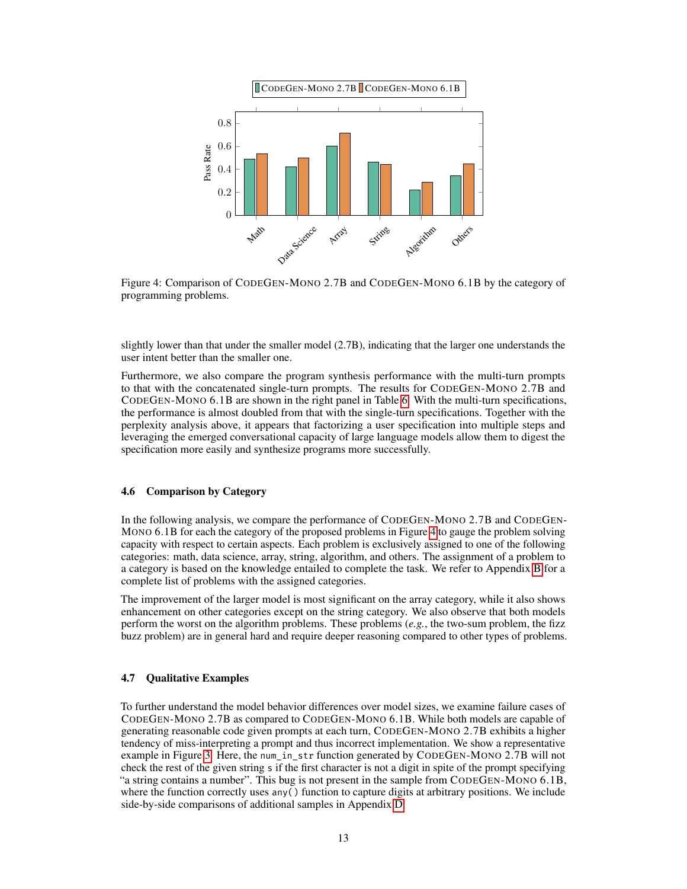Figure 4: Comparison of CodeGen-Mono 2.7B and CodeGen-Mono 6.1B by the category of programming problems.

slightly lower than that under the smaller model (2.7B), indicating that the larger one understands the user intent better than the smaller one.

Furthermore, we also compare the program synthesis performance with the multi-turn prompts to that with the concatenated single-turn prompts. The results for CodeGen-Mono 2.7B and CodeGen-Mono 6.1B are shown in the right panel in Table 6. With the multi-turn specifications, the performance is almost doubled from that with the single-turn specifications. Together with the perplexity analysis above, it appears that factorizing a user specification into multiple steps and leveraging the emerged conversational capacity of large language models allow them to digest the specification more easily and synthesize programs more successfully.

### 4.6 Comparison by Category

In the following analysis, we compare the performance of CodeGen-Mono 2.7B and CodeGen-Mono 6.1B for each the category of the proposed problems in Figure 4 to gauge the problem solving capacity with respect to certain aspects. Each problem is exclusively assigned to one of the following categories: math, data science, array, string, algorithm, and others. The assignment of a problem to a category is based on the knowledge entailed to complete the task. We refer to Appendix B for a complete list of problems with the assigned categories.

The improvement of the larger model is most significant on the array category, while it also shows enhancement on other categories except on the string category. We also observe that both models perform the worst on the algorithm problems. These problems (*e.g.*, the two-sum problem, the fizz buzz problem) are in general hard and require deeper reasoning compared to other types of problems.

### 4.7 Qualitative Examples

To further understand the model behavior differences over model sizes, we examine failure cases of CodeGen-Mono 2.7B as compared to CodeGen-Mono 6.1B. While both models are capable of generating reasonable code given prompts at each turn, CodeGen-Mono 2.7B exhibits a higher tendency of miss-interpreting a prompt and thus incorrect implementation. We show a representative example in Figure 3. Here, the `num_in_str` function generated by CodeGen-Mono 2.7B will not check the rest of the given string `s` if the first character is not a digit in spite of the prompt specifying "a string contains a number". This bug is not present in the sample from CodeGen-Mono 6.1B, where the function correctly uses `any()` function to capture digits at arbitrary positions. We include side-by-side comparisons of additional samples in Appendix D.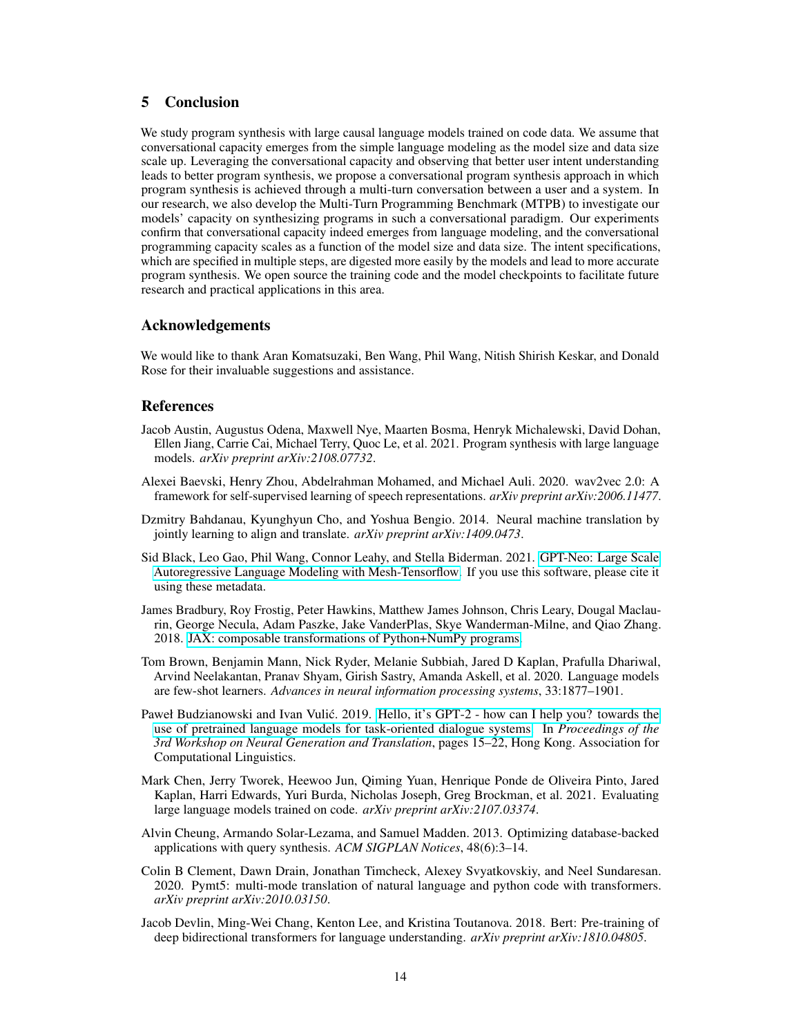## 5 Conclusion

We study program synthesis with large causal language models trained on code data. We assume that conversational capacity emerges from the simple language modeling as the model size and data size scale up. Leveraging the conversational capacity and observing that better user intent understanding leads to better program synthesis, we propose a conversational program synthesis approach in which program synthesis is achieved through a multi-turn conversation between a user and a system. In our research, we also develop the Multi-Turn Programming Benchmark (MTPB) to investigate our models' capacity on synthesizing programs in such a conversational paradigm. Our experiments confirm that conversational capacity indeed emerges from language modeling, and the conversational programming capacity scales as a function of the model size and data size. The intent specifications, which are specified in multiple steps, are digested more easily by the models and lead to more accurate program synthesis. We open source the training code and the model checkpoints to facilitate future research and practical applications in this area.

## Acknowledgements

We would like to thank Aran Komatsuzaki, Ben Wang, Phil Wang, Nitish Shirish Keskar, and Donald Rose for their invaluable suggestions and assistance.

## References

Jacob Austin, Augustus Odena, Maxwell Nye, Maarten Bosma, Henryk Michalewski, David Dohan, Ellen Jiang, Carrie Cai, Michael Terry, Quoc Le, et al. 2021. Program synthesis with large language models. *arXiv preprint arXiv:2108.07732*.

Alexei Baevski, Henry Zhou, Abdelrahman Mohamed, and Michael Auli. 2020. wav2vec 2.0: A framework for self-supervised learning of speech representations. *arXiv preprint arXiv:2006.11477*.

Dzmitry Bahdanau, Kyunghyun Cho, and Yoshua Bengio. 2014. Neural machine translation by jointly learning to align and translate. *arXiv preprint arXiv:1409.0473*.

Sid Black, Leo Gao, Phil Wang, Connor Leahy, and Stella Biderman. 2021. GPT-Neo: Large Scale Autoregressive Language Modeling with Mesh-Tensorflow. If you use this software, please cite it using these metadata.

James Bradbury, Roy Frostig, Peter Hawkins, Matthew James Johnson, Chris Leary, Dougal Maclaurin, George Necula, Adam Paszke, Jake VanderPlas, Skye Wanderman-Milne, and Qiao Zhang. 2018. JAX: composable transformations of Python+NumPy programs.

Tom Brown, Benjamin Mann, Nick Ryder, Melanie Subbiah, Jared D Kaplan, Prafulla Dhariwal, Arvind Neelakantan, Pranav Shyam, Girish Sastry, Amanda Askell, et al. 2020. Language models are few-shot learners. *Advances in neural information processing systems*, 33:1877–1901.

Paweł Budzianowski and Ivan Vulić. 2019. Hello, it's GPT-2 - how can I help you? towards the use of pretrained language models for task-oriented dialogue systems. In *Proceedings of the 3rd Workshop on Neural Generation and Translation*, pages 15–22, Hong Kong. Association for Computational Linguistics.

Mark Chen, Jerry Tworek, Heewoo Jun, Qiming Yuan, Henrique Ponde de Oliveira Pinto, Jared Kaplan, Harri Edwards, Yuri Burda, Nicholas Joseph, Greg Brockman, et al. 2021. Evaluating large language models trained on code. *arXiv preprint arXiv:2107.03374*.

Alvin Cheung, Armando Solar-Lezama, and Samuel Madden. 2013. Optimizing database-backed applications with query synthesis. *ACM SIGPLAN Notices*, 48(6):3–14.

Colin B Clement, Dawn Drain, Jonathan Timcheck, Alexey Svyatkovskiy, and Neel Sundaresan. 2020. Pymt5: multi-mode translation of natural language and python code with transformers. *arXiv preprint arXiv:2010.03150*.

Jacob Devlin, Ming-Wei Chang, Kenton Lee, and Kristina Toutanova. 2018. Bert: Pre-training of deep bidirectional transformers for language understanding. *arXiv preprint arXiv:1810.04805*.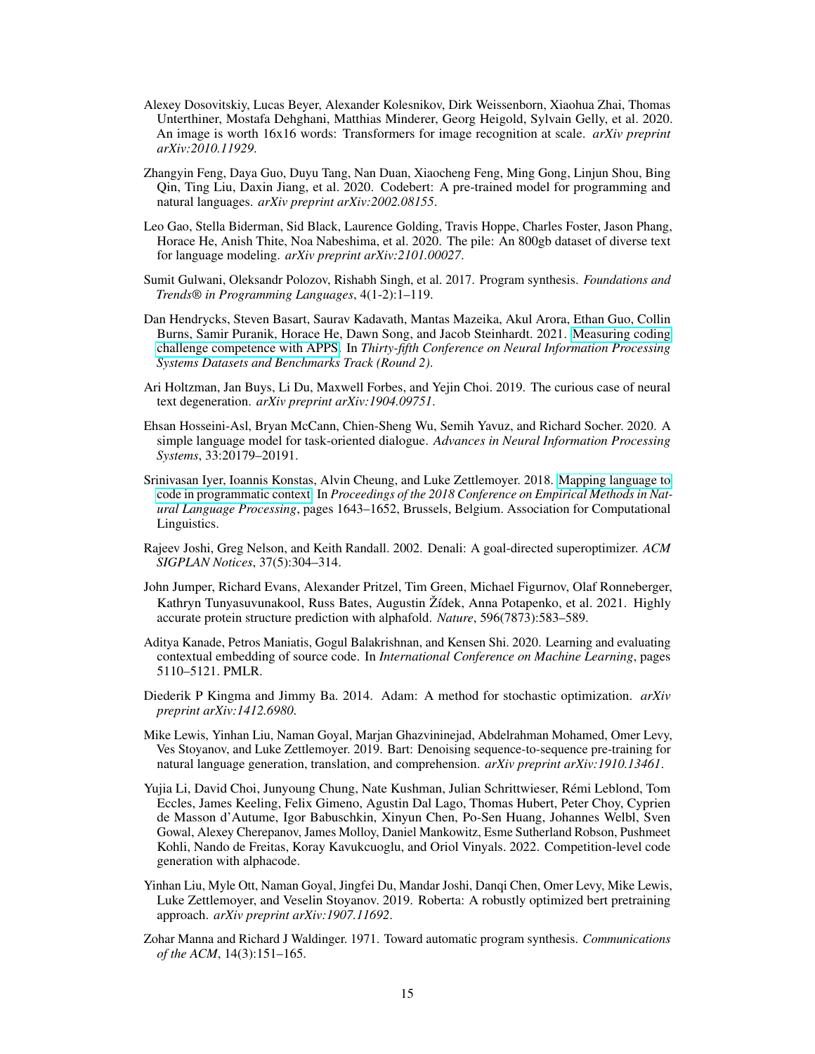Alexey Dosovitskiy, Lucas Beyer, Alexander Kolesnikov, Dirk Weissenborn, Xiaohua Zhai, Thomas Unterthiner, Mostafa Dehghani, Matthias Minderer, Georg Heigold, Sylvain Gelly, et al. 2020. An image is worth 16x16 words: Transformers for image recognition at scale. *arXiv preprint arXiv:2010.11929*.

Zhangyin Feng, Daya Guo, Duyu Tang, Nan Duan, Xiaocheng Feng, Ming Gong, Linjun Shou, Bing Qin, Ting Liu, Daxin Jiang, et al. 2020. Codebert: A pre-trained model for programming and natural languages. *arXiv preprint arXiv:2002.08155*.

Leo Gao, Stella Biderman, Sid Black, Laurence Golding, Travis Hoppe, Charles Foster, Jason Phang, Horace He, Anish Thite, Noa Nabeshima, et al. 2020. The pile: An 800gb dataset of diverse text for language modeling. *arXiv preprint arXiv:2101.00027*.

Sumit Gulwani, Oleksandr Polozov, Rishabh Singh, et al. 2017. Program synthesis. *Foundations and Trends® in Programming Languages*, 4(1-2):1–119.

Dan Hendrycks, Steven Basart, Saurav Kadavath, Mantas Mazeika, Akul Arora, Ethan Guo, Collin Burns, Samir Puranik, Horace He, Dawn Song, and Jacob Steinhardt. 2021. Measuring coding challenge competence with APPS. In *Thirty-fifth Conference on Neural Information Processing Systems Datasets and Benchmarks Track (Round 2)*.

Ari Holtzman, Jan Buys, Li Du, Maxwell Forbes, and Yejin Choi. 2019. The curious case of neural text degeneration. *arXiv preprint arXiv:1904.09751*.

Ehsan Hosseini-Asl, Bryan McCann, Chien-Sheng Wu, Semih Yavuz, and Richard Socher. 2020. A simple language model for task-oriented dialogue. *Advances in Neural Information Processing Systems*, 33:20179–20191.

Srinivasan Iyer, Ioannis Konstas, Alvin Cheung, and Luke Zettlemoyer. 2018. Mapping language to code in programmatic context. In *Proceedings of the 2018 Conference on Empirical Methods in Natural Language Processing*, pages 1643–1652, Brussels, Belgium. Association for Computational Linguistics.

Rajeev Joshi, Greg Nelson, and Keith Randall. 2002. Denali: A goal-directed superoptimizer. *ACM SIGPLAN Notices*, 37(5):304–314.

John Jumper, Richard Evans, Alexander Pritzel, Tim Green, Michael Figurnov, Olaf Ronneberger, Kathryn Tunyasuvunakool, Russ Bates, Augustin Žídek, Anna Potapenko, et al. 2021. Highly accurate protein structure prediction with alphafold. *Nature*, 596(7873):583–589.

Aditya Kanade, Petros Maniatis, Gogul Balakrishnan, and Kensen Shi. 2020. Learning and evaluating contextual embedding of source code. In *International Conference on Machine Learning*, pages 5110–5121. PMLR.

Diederik P Kingma and Jimmy Ba. 2014. Adam: A method for stochastic optimization. *arXiv preprint arXiv:1412.6980*.

Mike Lewis, Yinhan Liu, Naman Goyal, Marjan Ghazvininejad, Abdelrahman Mohamed, Omer Levy, Ves Stoyanov, and Luke Zettlemoyer. 2019. Bart: Denoising sequence-to-sequence pre-training for natural language generation, translation, and comprehension. *arXiv preprint arXiv:1910.13461*.

Yujia Li, David Choi, Junyoung Chung, Nate Kushman, Julian Schrittwieser, Rémi Leblond, Tom Eccles, James Keeling, Felix Gimeno, Agustin Dal Lago, Thomas Hubert, Peter Choy, Cyprien de Masson d'Autume, Igor Babuschkin, Xinyun Chen, Po-Sen Huang, Johannes Welbl, Sven Gowal, Alexey Cherepanov, James Molloy, Daniel Mankowitz, Esme Sutherland Robson, Pushmeet Kohli, Nando de Freitas, Koray Kavukcuoglu, and Oriol Vinyals. 2022. Competition-level code generation with alphacode.

Yinhan Liu, Myle Ott, Naman Goyal, Jingfei Du, Mandar Joshi, Danqi Chen, Omer Levy, Mike Lewis, Luke Zettlemoyer, and Veselin Stoyanov. 2019. Roberta: A robustly optimized bert pretraining approach. *arXiv preprint arXiv:1907.11692*.

Zohar Manna and Richard J Waldinger. 1971. Toward automatic program synthesis. *Communications of the ACM*, 14(3):151–165.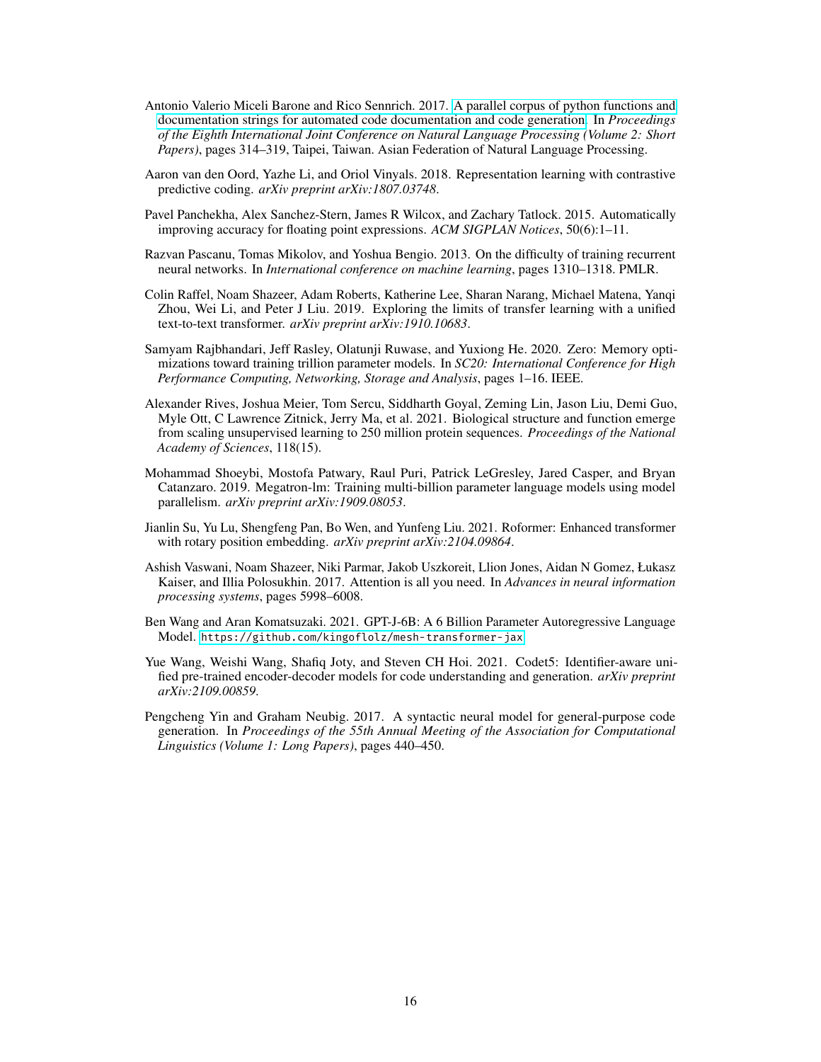Antonio Valerio Miceli Barone and Rico Sennrich. 2017. A parallel corpus of python functions and documentation strings for automated code documentation and code generation. In *Proceedings of the Eighth International Joint Conference on Natural Language Processing (Volume 2: Short Papers)*, pages 314–319, Taipei, Taiwan. Asian Federation of Natural Language Processing.

Aaron van den Oord, Yazhe Li, and Oriol Vinyals. 2018. Representation learning with contrastive predictive coding. *arXiv preprint arXiv:1807.03748*.

Pavel Panchekha, Alex Sanchez-Stern, James R Wilcox, and Zachary Tatlock. 2015. Automatically improving accuracy for floating point expressions. *ACM SIGPLAN Notices*, 50(6):1–11.

Razvan Pascanu, Tomas Mikolov, and Yoshua Bengio. 2013. On the difficulty of training recurrent neural networks. In *International conference on machine learning*, pages 1310–1318. PMLR.

Colin Raffel, Noam Shazeer, Adam Roberts, Katherine Lee, Sharan Narang, Michael Matena, Yanqi Zhou, Wei Li, and Peter J Liu. 2019. Exploring the limits of transfer learning with a unified text-to-text transformer. *arXiv preprint arXiv:1910.10683*.

Samyam Rajbhandari, Jeff Rasley, Olatunji Ruwase, and Yuxiong He. 2020. Zero: Memory optimizations toward training trillion parameter models. In *SC20: International Conference for High Performance Computing, Networking, Storage and Analysis*, pages 1–16. IEEE.

Alexander Rives, Joshua Meier, Tom Sercu, Siddharth Goyal, Zeming Lin, Jason Liu, Demi Guo, Myle Ott, C Lawrence Zitnick, Jerry Ma, et al. 2021. Biological structure and function emerge from scaling unsupervised learning to 250 million protein sequences. *Proceedings of the National Academy of Sciences*, 118(15).

Mohammad Shoeybi, Mostofa Patwary, Raul Puri, Patrick LeGresley, Jared Casper, and Bryan Catanzaro. 2019. Megatron-lm: Training multi-billion parameter language models using model parallelism. *arXiv preprint arXiv:1909.08053*.

Jianlin Su, Yu Lu, Shengfeng Pan, Bo Wen, and Yunfeng Liu. 2021. Roformer: Enhanced transformer with rotary position embedding. *arXiv preprint arXiv:2104.09864*.

Ashish Vaswani, Noam Shazeer, Niki Parmar, Jakob Uszkoreit, Llion Jones, Aidan N Gomez, Łukasz Kaiser, and Illia Polosukhin. 2017. Attention is all you need. In *Advances in neural information processing systems*, pages 5998–6008.

Ben Wang and Aran Komatsuzaki. 2021. GPT-J-6B: A 6 Billion Parameter Autoregressive Language Model. `https://github.com/kingoflolz/mesh-transformer-jax`.

Yue Wang, Weishi Wang, Shafiq Joty, and Steven CH Hoi. 2021. Codet5: Identifier-aware unified pre-trained encoder-decoder models for code understanding and generation. *arXiv preprint arXiv:2109.00859*.

Pengcheng Yin and Graham Neubig. 2017. A syntactic neural model for general-purpose code generation. In *Proceedings of the 55th Annual Meeting of the Association for Computational Linguistics (Volume 1: Long Papers)*, pages 440–450.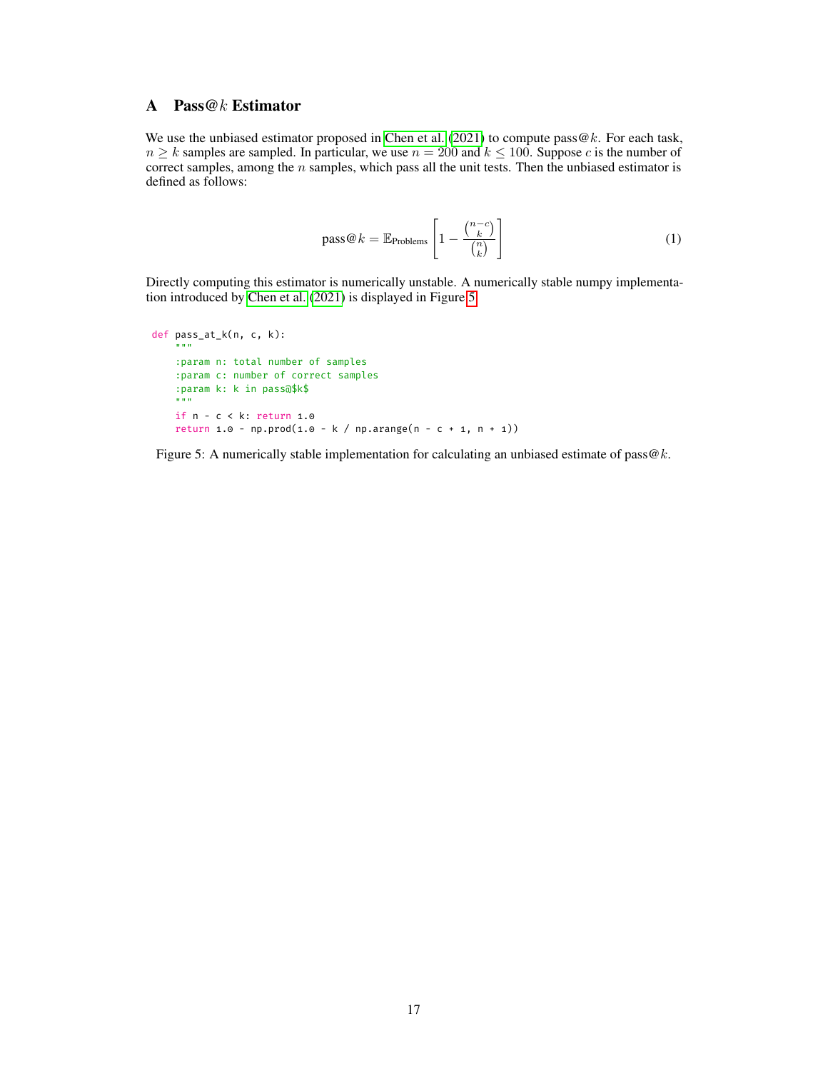# A Pass@$k$ Estimator

We use the unbiased estimator proposed in Chen et al. (2021) to compute pass@$k$. For each task, $n \geq k$ samples are sampled. In particular, we use $n = 200$ and $k \leq 100$. Suppose $c$ is the number of correct samples, among the $n$ samples, which pass all the unit tests. Then the unbiased estimator is defined as follows:

$$\text{pass@}k = \mathbb{E}_{\text{Problems}} \left[ 1 - \frac{\binom{n-c}{k}}{\binom{n}{k}} \right] \tag{1}$$

Directly computing this estimator is numerically unstable. A numerically stable numpy implementation introduced by Chen et al. (2021) is displayed in Figure 5.

```
def pass_at_k(n, c, k):
    """
    :param n: total number of samples
    :param c: number of correct samples
    :param k: k in pass@$k$
    """
    if n - c < k: return 1.0
    return 1.0 - np.prod(1.0 - k / np.arange(n - c + 1, n + 1))
```

Figure 5: A numerically stable implementation for calculating an unbiased estimate of pass@$k$.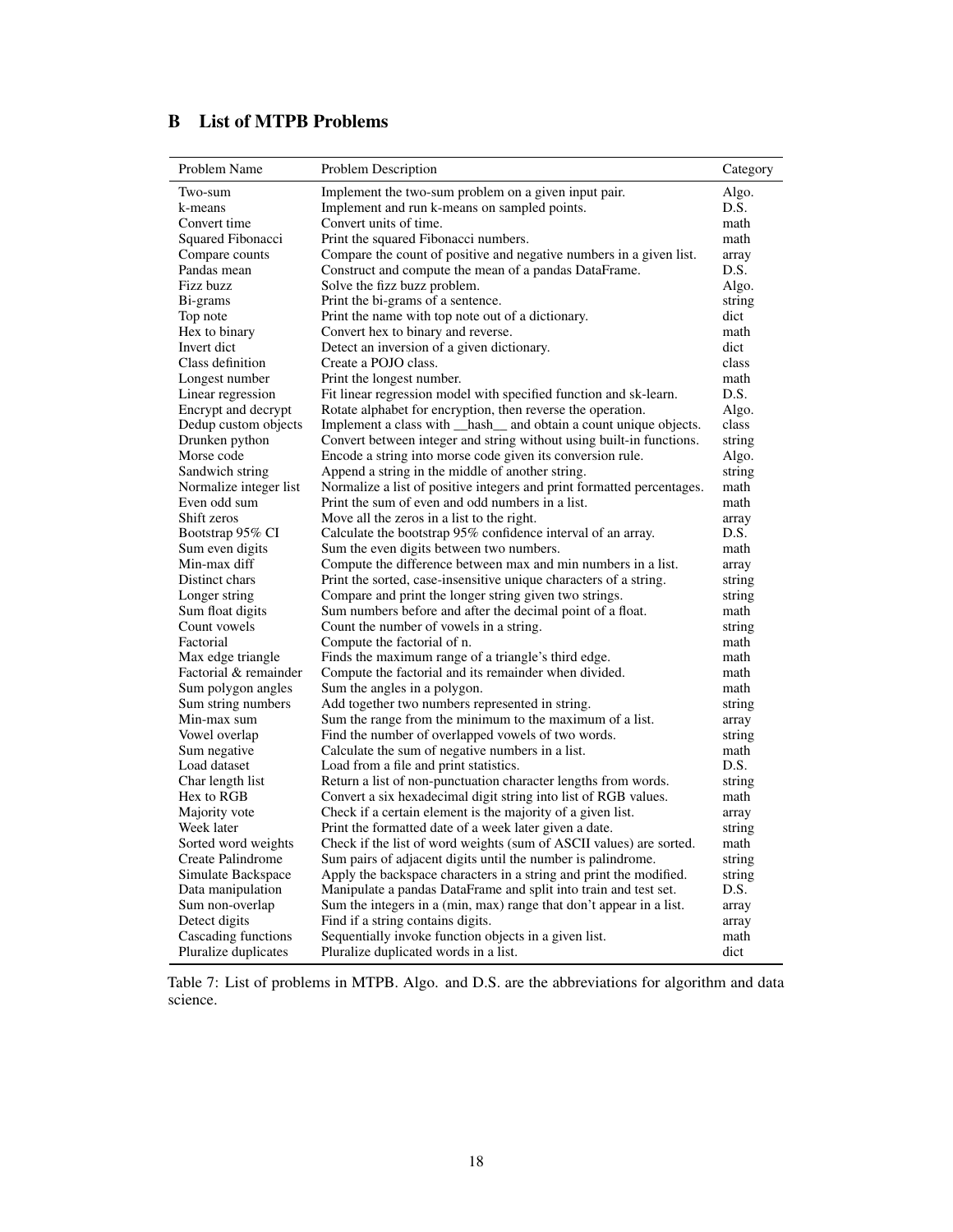## B List of MTPB Problems

| Problem Name | Problem Description | Category |
|---|---|---|
| Two-sum | Implement the two-sum problem on a given input pair. | Algo. |
| k-means | Implement and run k-means on sampled points. | D.S. |
| Convert time | Convert units of time. | math |
| Squared Fibonacci | Print the squared Fibonacci numbers. | math |
| Compare counts | Compare the count of positive and negative numbers in a given list. | array |
| Pandas mean | Construct and compute the mean of a pandas DataFrame. | D.S. |
| Fizz buzz | Solve the fizz buzz problem. | Algo. |
| Bi-grams | Print the bi-grams of a sentence. | string |
| Top note | Print the name with top note out of a dictionary. | dict |
| Hex to binary | Convert hex to binary and reverse. | math |
| Invert dict | Detect an inversion of a given dictionary. | dict |
| Class definition | Create a POJO class. | class |
| Longest number | Print the longest number. | math |
| Linear regression | Fit linear regression model with specified function and sk-learn. | D.S. |
| Encrypt and decrypt | Rotate alphabet for encryption, then reverse the operation. | Algo. |
| Dedup custom objects | Implement a class with __hash__ and obtain a count unique objects. | class |
| Drunken python | Convert between integer and string without using built-in functions. | string |
| Morse code | Encode a string into morse code given its conversion rule. | Algo. |
| Sandwich string | Append a string in the middle of another string. | string |
| Normalize integer list | Normalize a list of positive integers and print formatted percentages. | math |
| Even odd sum | Print the sum of even and odd numbers in a list. | math |
| Shift zeros | Move all the zeros in a list to the right. | array |
| Bootstrap 95% CI | Calculate the bootstrap 95% confidence interval of an array. | D.S. |
| Sum even digits | Sum the even digits between two numbers. | math |
| Min-max diff | Compute the difference between max and min numbers in a list. | array |
| Distinct chars | Print the sorted, case-insensitive unique characters of a string. | string |
| Longer string | Compare and print the longer string given two strings. | string |
| Sum float digits | Sum numbers before and after the decimal point of a float. | math |
| Count vowels | Count the number of vowels in a string. | string |
| Factorial | Compute the factorial of n. | math |
| Max edge triangle | Finds the maximum range of a triangle's third edge. | math |
| Factorial & remainder | Compute the factorial and its remainder when divided. | math |
| Sum polygon angles | Sum the angles in a polygon. | math |
| Sum string numbers | Add together two numbers represented in string. | string |
| Min-max sum | Sum the range from the minimum to the maximum of a list. | array |
| Vowel overlap | Find the number of overlapped vowels of two words. | string |
| Sum negative | Calculate the sum of negative numbers in a list. | math |
| Load dataset | Load from a file and print statistics. | D.S. |
| Char length list | Return a list of non-punctuation character lengths from words. | string |
| Hex to RGB | Convert a six hexadecimal digit string into list of RGB values. | math |
| Majority vote | Check if a certain element is the majority of a given list. | array |
| Week later | Print the formatted date of a week later given a date. | string |
| Sorted word weights | Check if the list of word weights (sum of ASCII values) are sorted. | math |
| Create Palindrome | Sum pairs of adjacent digits until the number is palindrome. | string |
| Simulate Backspace | Apply the backspace characters in a string and print the modified. | string |
| Data manipulation | Manipulate a pandas DataFrame and split into train and test set. | D.S. |
| Sum non-overlap | Sum the integers in a (min, max) range that don't appear in a list. | array |
| Detect digits | Find if a string contains digits. | array |
| Cascading functions | Sequentially invoke function objects in a given list. | math |
| Pluralize duplicates | Pluralize duplicated words in a list. | dict |

Table 7: List of problems in MTPB. Algo. and D.S. are the abbreviations for algorithm and data science.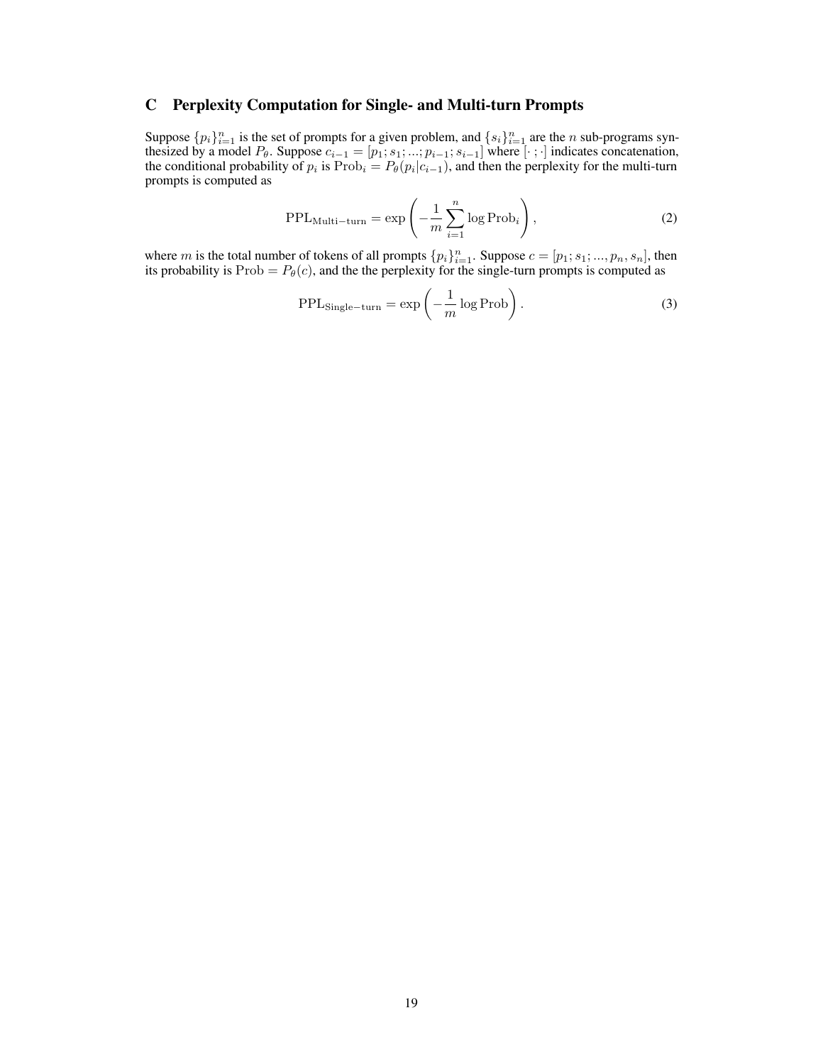## C Perplexity Computation for Single- and Multi-turn Prompts

Suppose $\{p_i\}_{i=1}^n$ is the set of prompts for a given problem, and $\{s_i\}_{i=1}^n$ are the $n$ sub-programs synthesized by a model $P_\theta$. Suppose $c_{i-1} = [p_1; s_1; ...; p_{i-1}; s_{i-1}]$ where $[\cdot\,;\cdot]$ indicates concatenation, the conditional probability of $p_i$ is $\text{Prob}_i = P_\theta(p_i|c_{i-1})$, and then the perplexity for the multi-turn prompts is computed as

$$\text{PPL}_{\text{Multi-turn}} = \exp\left(-\frac{1}{m}\sum_{i=1}^{n}\log \text{Prob}_i\right), \tag{2}$$

where $m$ is the total number of tokens of all prompts $\{p_i\}_{i=1}^n$. Suppose $c = [p_1; s_1; ..., p_n, s_n]$, then its probability is $\text{Prob} = P_\theta(c)$, and the the perplexity for the single-turn prompts is computed as

$$\text{PPL}_{\text{Single-turn}} = \exp\left(-\frac{1}{m}\log \text{Prob}\right). \tag{3}$$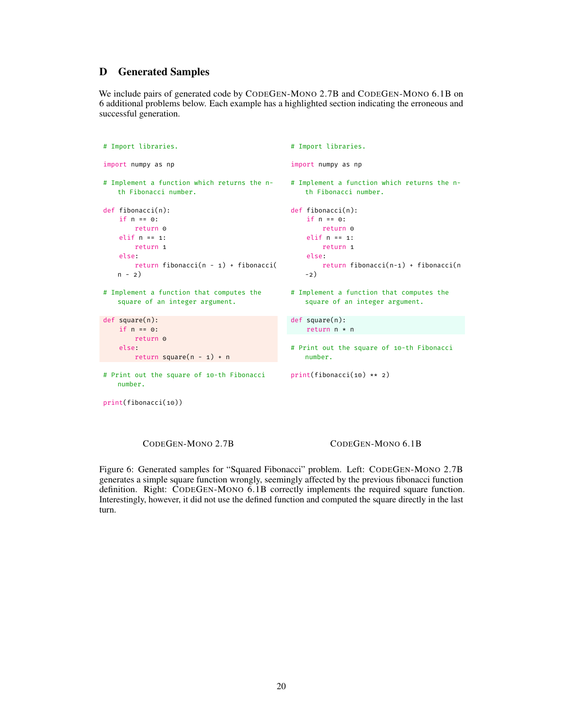## D Generated Samples

We include pairs of generated code by CODEGEN-MONO 2.7B and CODEGEN-MONO 6.1B on 6 additional problems below. Each example has a highlighted section indicating the erroneous and successful generation.

```python
# Import libraries.

import numpy as np

# Implement a function which returns the n-th Fibonacci number.

def fibonacci(n):
    if n == 0:
        return 0
    elif n == 1:
        return 1
    else:
        return fibonacci(n - 1) + fibonacci(n - 2)

# Implement a function that computes the square of an integer argument.

def square(n):
    if n == 0:
        return 0
    else:
        return square(n - 1) + n

# Print out the square of 10-th Fibonacci number.

print(fibonacci(10))
```

CODEGEN-MONO 2.7B

```python
# Import libraries.

import numpy as np

# Implement a function which returns the n-th Fibonacci number.

def fibonacci(n):
    if n == 0:
        return 0
    elif n == 1:
        return 1
    else:
        return fibonacci(n-1) + fibonacci(n-2)

# Implement a function that computes the square of an integer argument.

def square(n):
    return n * n

# Print out the square of 10-th Fibonacci number.

print(fibonacci(10) ** 2)
```

CODEGEN-MONO 6.1B

Figure 6: Generated samples for "Squared Fibonacci" problem. Left: CODEGEN-MONO 2.7B generates a simple square function wrongly, seemingly affected by the previous fibonacci function definition. Right: CODEGEN-MONO 6.1B correctly implements the required square function. Interestingly, however, it did not use the defined function and computed the square directly in the last turn.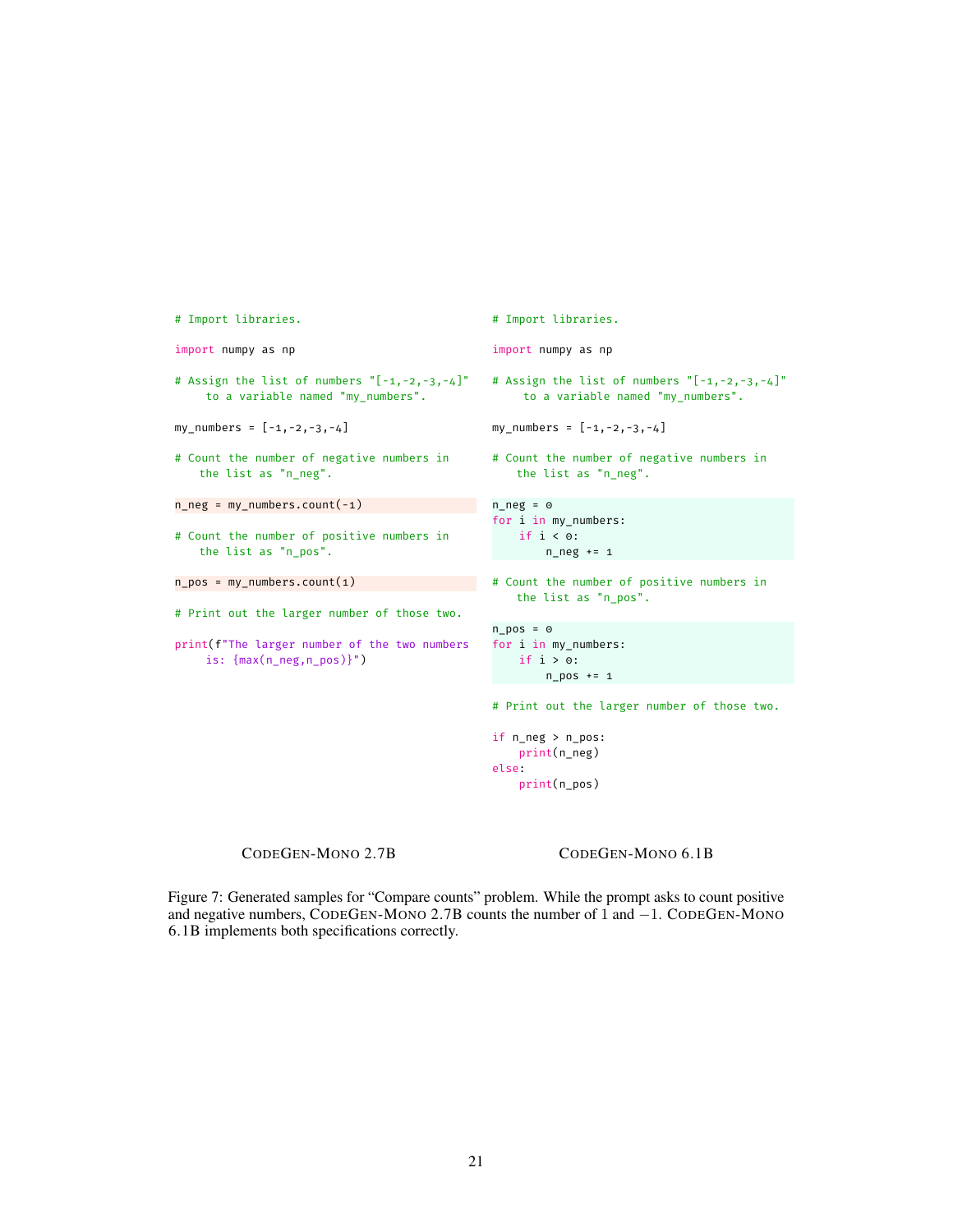```python
# Import libraries.

import numpy as np

# Assign the list of numbers "[-1,-2,-3,-4]"
     to a variable named "my_numbers".

my_numbers = [-1,-2,-3,-4]

# Count the number of negative numbers in
    the list as "n_neg".

n_neg = my_numbers.count(-1)

# Count the number of positive numbers in
    the list as "n_pos".

n_pos = my_numbers.count(1)

# Print out the larger number of those two.

print(f"The larger number of the two numbers
     is: {max(n_neg,n_pos)}")
```

CodeGen-Mono 2.7B

```python
# Import libraries.

import numpy as np

# Assign the list of numbers "[-1,-2,-3,-4]"
     to a variable named "my_numbers".

my_numbers = [-1,-2,-3,-4]

# Count the number of negative numbers in
    the list as "n_neg".

n_neg = 0
for i in my_numbers:
    if i < 0:
        n_neg += 1

# Count the number of positive numbers in
    the list as "n_pos".

n_pos = 0
for i in my_numbers:
    if i > 0:
        n_pos += 1

# Print out the larger number of those two.

if n_neg > n_pos:
    print(n_neg)
else:
    print(n_pos)
```

CodeGen-Mono 6.1B

Figure 7: Generated samples for "Compare counts" problem. While the prompt asks to count positive and negative numbers, CodeGen-Mono 2.7B counts the number of 1 and $-1$. CodeGen-Mono 6.1B implements both specifications correctly.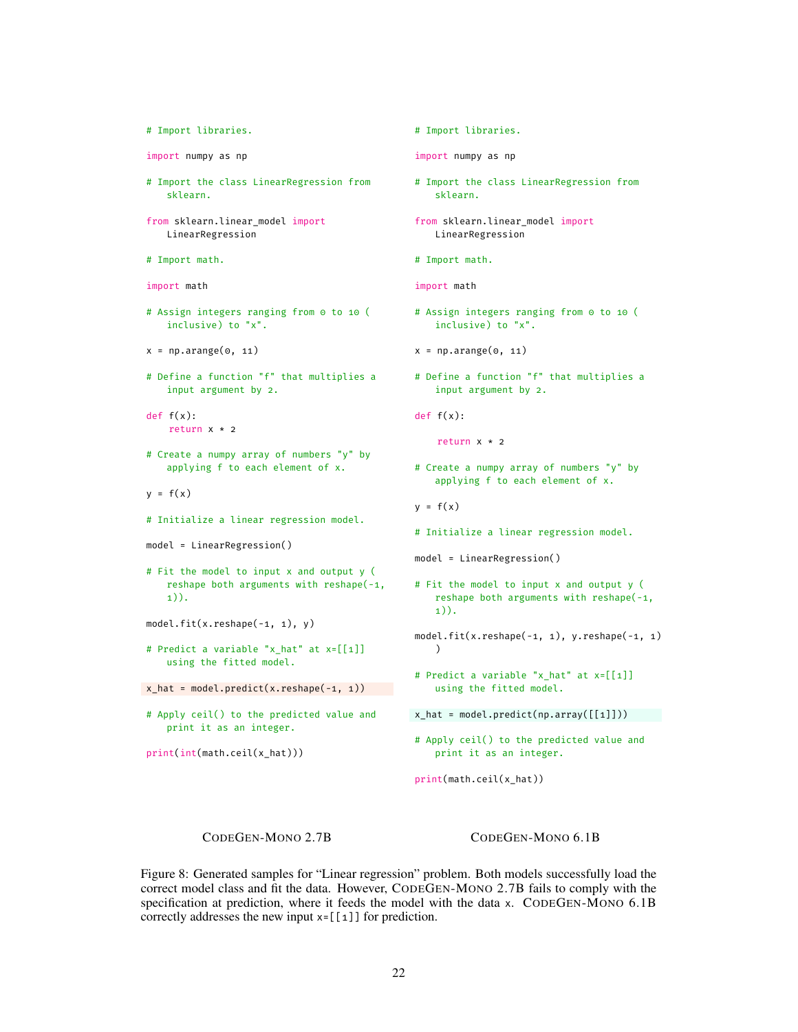```python
# Import libraries.

import numpy as np

# Import the class LinearRegression from
    sklearn.

from sklearn.linear_model import
    LinearRegression

# Import math.

import math

# Assign integers ranging from 0 to 10 (
    inclusive) to "x".

x = np.arange(0, 11)

# Define a function "f" that multiplies a
    input argument by 2.

def f(x):
    return x * 2

# Create a numpy array of numbers "y" by
    applying f to each element of x.

y = f(x)

# Initialize a linear regression model.

model = LinearRegression()

# Fit the model to input x and output y (
    reshape both arguments with reshape(-1,
    1)).

model.fit(x.reshape(-1, 1), y)

# Predict a variable "x_hat" at x=[[1]]
    using the fitted model.

x_hat = model.predict(x.reshape(-1, 1))

# Apply ceil() to the predicted value and
    print it as an integer.

print(int(math.ceil(x_hat)))
```

CodeGen-Mono 2.7B

```python
# Import libraries.

import numpy as np

# Import the class LinearRegression from
    sklearn.

from sklearn.linear_model import
    LinearRegression

# Import math.

import math

# Assign integers ranging from 0 to 10 (
    inclusive) to "x".

x = np.arange(0, 11)

# Define a function "f" that multiplies a
    input argument by 2.

def f(x):

    return x * 2

# Create a numpy array of numbers "y" by
    applying f to each element of x.

y = f(x)

# Initialize a linear regression model.

model = LinearRegression()

# Fit the model to input x and output y (
    reshape both arguments with reshape(-1,
    1)).

model.fit(x.reshape(-1, 1), y.reshape(-1, 1)
    )

# Predict a variable "x_hat" at x=[[1]]
    using the fitted model.

x_hat = model.predict(np.array([[1]]))

# Apply ceil() to the predicted value and
    print it as an integer.

print(math.ceil(x_hat))
```

CodeGen-Mono 6.1B

Figure 8: Generated samples for "Linear regression" problem. Both models successfully load the correct model class and fit the data. However, CodeGen-Mono 2.7B fails to comply with the specification at prediction, where it feeds the model with the data `x`. CodeGen-Mono 6.1B correctly addresses the new input `x=[[1]]` for prediction.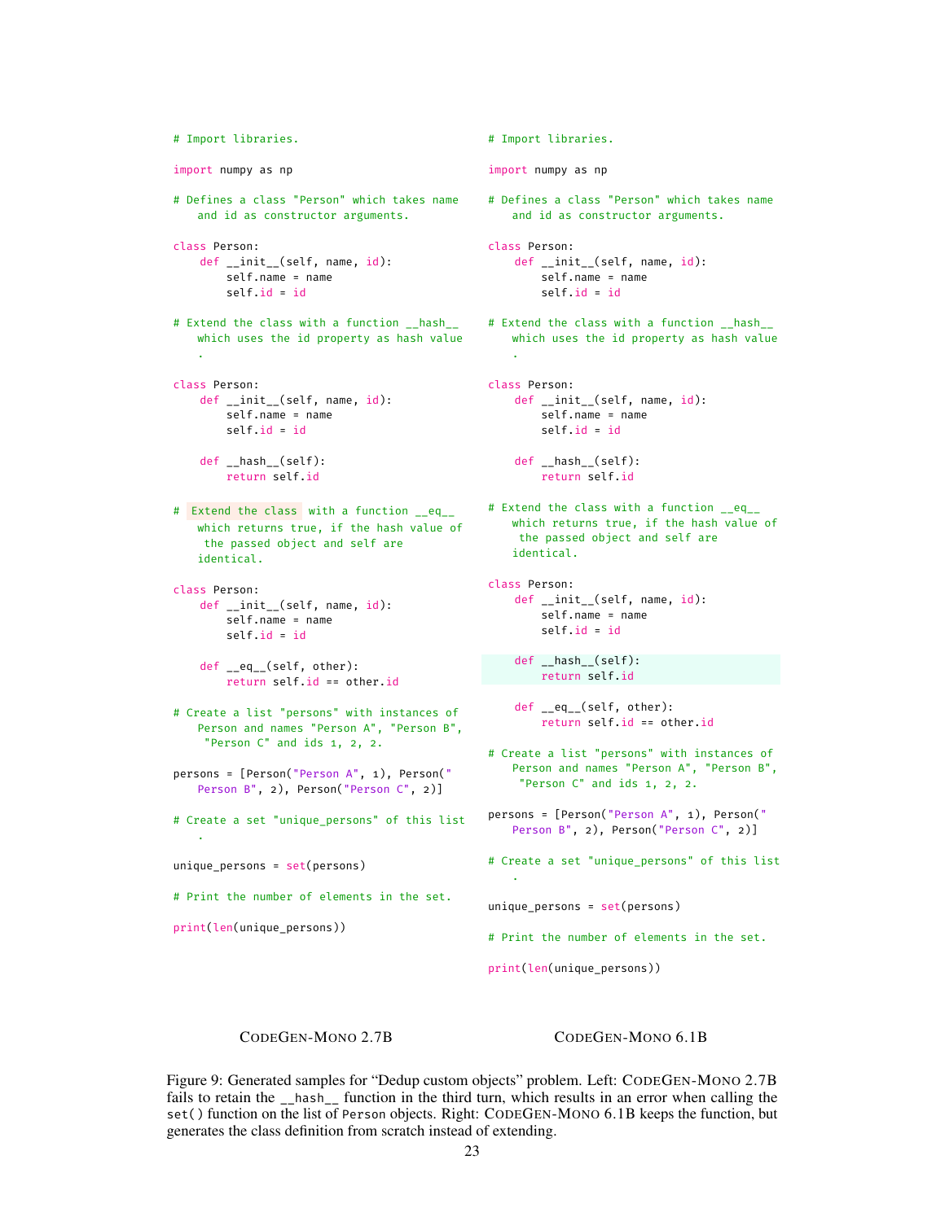```python
# Import libraries.

import numpy as np

# Defines a class "Person" which takes name
    and id as constructor arguments.

class Person:
    def __init__(self, name, id):
        self.name = name
        self.id = id

# Extend the class with a function __hash__
    which uses the id property as hash value
    .

class Person:
    def __init__(self, name, id):
        self.name = name
        self.id = id

    def __hash__(self):
        return self.id

# Extend the class with a function __eq__
    which returns true, if the hash value of
     the passed object and self are
    identical.

class Person:
    def __init__(self, name, id):
        self.name = name
        self.id = id

    def __eq__(self, other):
        return self.id == other.id

# Create a list "persons" with instances of
    Person and names "Person A", "Person B",
     "Person C" and ids 1, 2, 2.

persons = [Person("Person A", 1), Person("
    Person B", 2), Person("Person C", 2)]

# Create a set "unique_persons" of this list
    .

unique_persons = set(persons)

# Print the number of elements in the set.

print(len(unique_persons))
```

CodeGen-Mono 2.7B

```python
# Import libraries.

import numpy as np

# Defines a class "Person" which takes name
    and id as constructor arguments.

class Person:
    def __init__(self, name, id):
        self.name = name
        self.id = id

# Extend the class with a function __hash__
    which uses the id property as hash value
    .

class Person:
    def __init__(self, name, id):
        self.name = name
        self.id = id

    def __hash__(self):
        return self.id

# Extend the class with a function __eq__
    which returns true, if the hash value of
     the passed object and self are
    identical.

class Person:
    def __init__(self, name, id):
        self.name = name
        self.id = id

    def __hash__(self):
        return self.id

    def __eq__(self, other):
        return self.id == other.id

# Create a list "persons" with instances of
    Person and names "Person A", "Person B",
     "Person C" and ids 1, 2, 2.

persons = [Person("Person A", 1), Person("
    Person B", 2), Person("Person C", 2)]

# Create a set "unique_persons" of this list
    .

unique_persons = set(persons)

# Print the number of elements in the set.

print(len(unique_persons))
```

CodeGen-Mono 6.1B

Figure 9: Generated samples for "Dedup custom objects" problem. Left: CodeGen-Mono 2.7B fails to retain the `__hash__` function in the third turn, which results in an error when calling the `set()` function on the list of `Person` objects. Right: CodeGen-Mono 6.1B keeps the function, but generates the class definition from scratch instead of extending.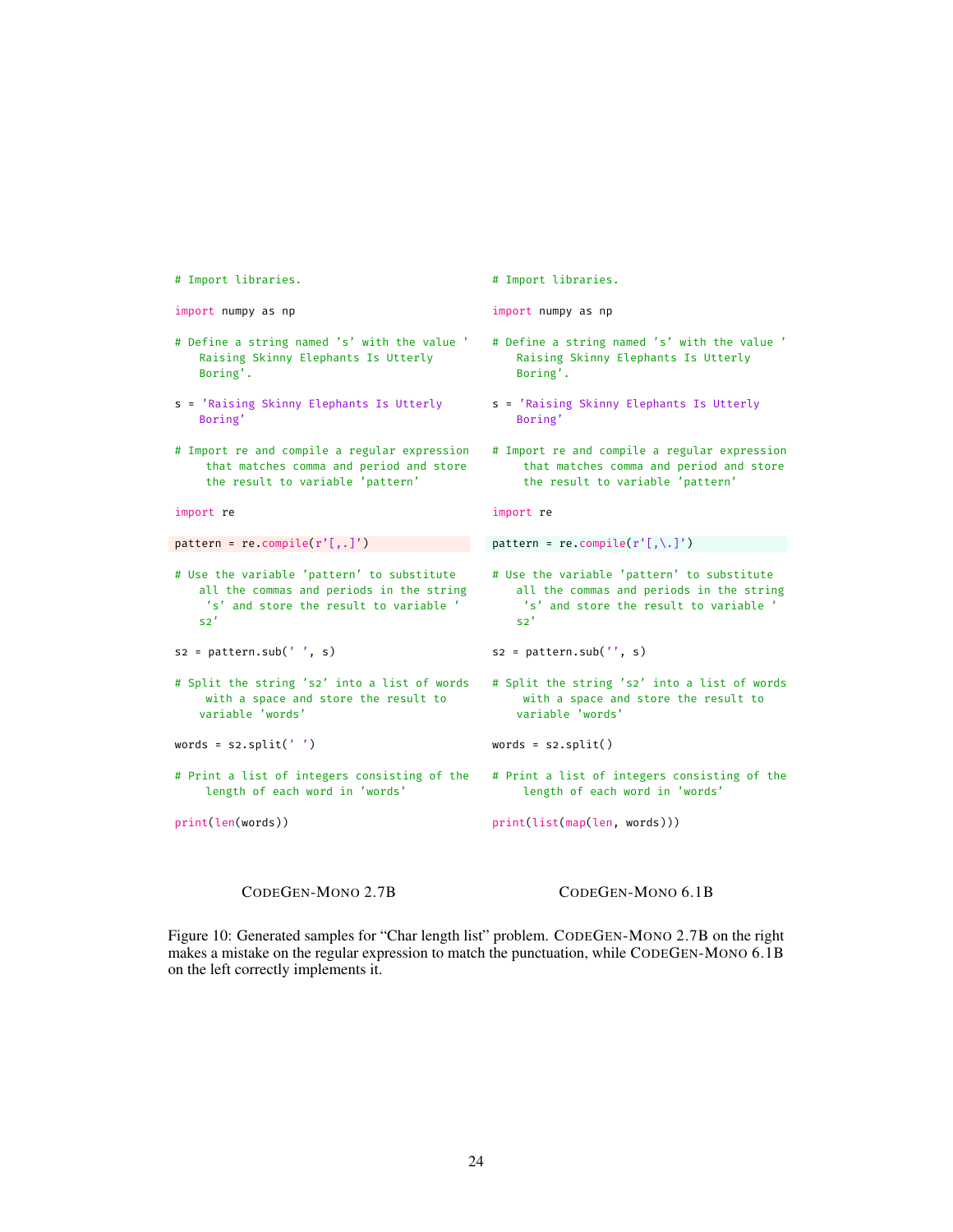```python
# Import libraries.

import numpy as np

# Define a string named 's' with the value '
    Raising Skinny Elephants Is Utterly
    Boring'.

s = 'Raising Skinny Elephants Is Utterly
    Boring'

# Import re and compile a regular expression
     that matches comma and period and store
     the result to variable 'pattern'

import re

pattern = re.compile(r'[,.]')

# Use the variable 'pattern' to substitute
    all the commas and periods in the string
     's' and store the result to variable '
    s2'

s2 = pattern.sub(' ', s)

# Split the string 's2' into a list of words
     with a space and store the result to
    variable 'words'

words = s2.split(' ')

# Print a list of integers consisting of the
     length of each word in 'words'

print(len(words))
```

CodeGen-Mono 2.7B

```python
# Import libraries.

import numpy as np

# Define a string named 's' with the value '
    Raising Skinny Elephants Is Utterly
    Boring'.

s = 'Raising Skinny Elephants Is Utterly
    Boring'

# Import re and compile a regular expression
     that matches comma and period and store
     the result to variable 'pattern'

import re

pattern = re.compile(r'[,\.]')

# Use the variable 'pattern' to substitute
    all the commas and periods in the string
     's' and store the result to variable '
    s2'

s2 = pattern.sub('', s)

# Split the string 's2' into a list of words
     with a space and store the result to
    variable 'words'

words = s2.split()

# Print a list of integers consisting of the
     length of each word in 'words'

print(list(map(len, words)))
```

CodeGen-Mono 6.1B

Figure 10: Generated samples for "Char length list" problem. CodeGen-Mono 2.7B on the right makes a mistake on the regular expression to match the punctuation, while CodeGen-Mono 6.1B on the left correctly implements it.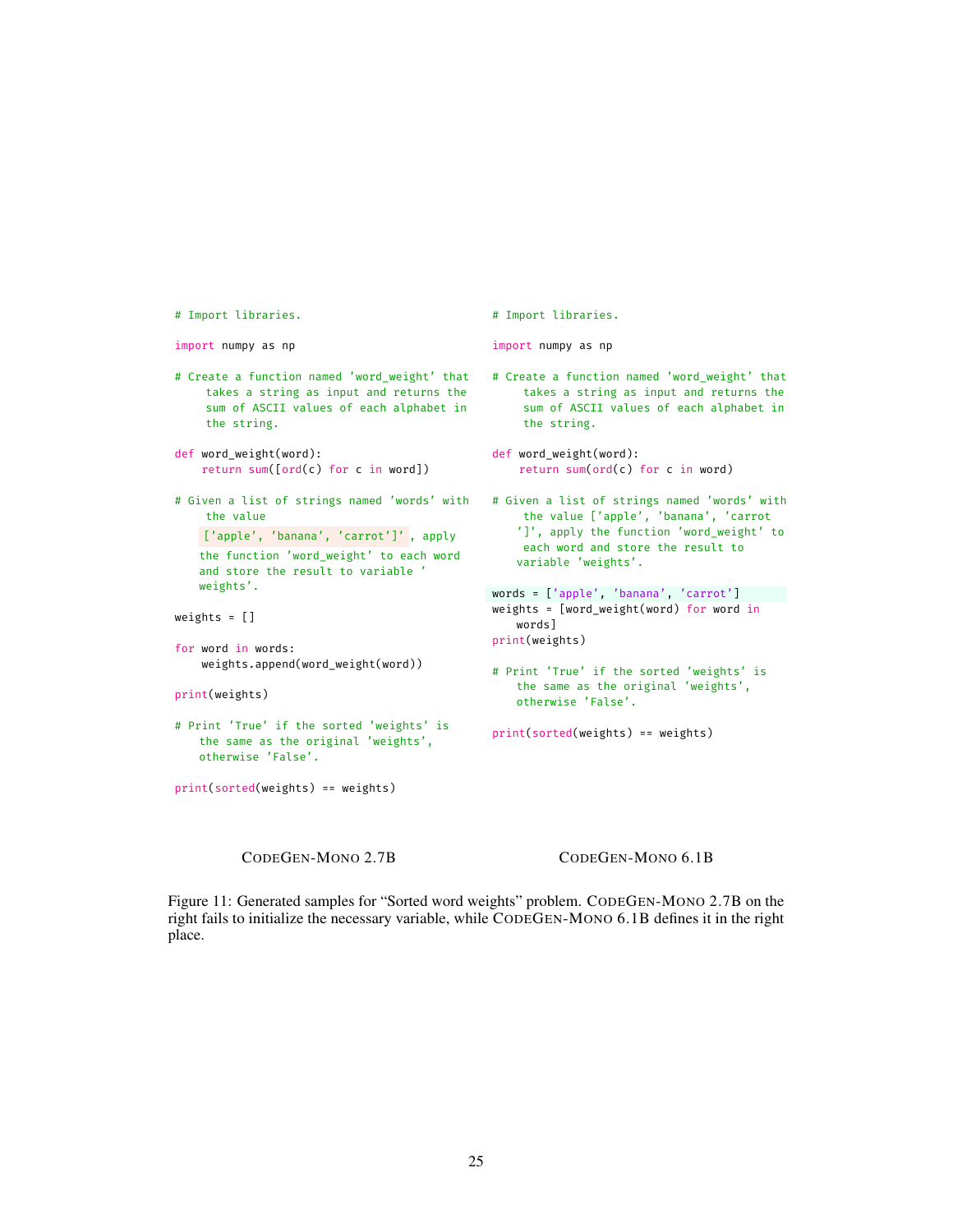```python
# Import libraries.

import numpy as np

# Create a function named 'word_weight' that
     takes a string as input and returns the
     sum of ASCII values of each alphabet in
     the string.

def word_weight(word):
    return sum([ord(c) for c in word])

# Given a list of strings named 'words' with
     the value
    ['apple', 'banana', 'carrot']' , apply
    the function 'word_weight' to each word
    and store the result to variable '
    weights'.

weights = []

for word in words:
    weights.append(word_weight(word))

print(weights)

# Print 'True' if the sorted 'weights' is
    the same as the original 'weights',
    otherwise 'False'.

print(sorted(weights) == weights)
```

CodeGen-Mono 2.7B

```python
# Import libraries.

import numpy as np

# Create a function named 'word_weight' that
     takes a string as input and returns the
     sum of ASCII values of each alphabet in
     the string.

def word_weight(word):
    return sum(ord(c) for c in word)

# Given a list of strings named 'words' with
     the value ['apple', 'banana', 'carrot
    ']', apply the function 'word_weight' to
     each word and store the result to
    variable 'weights'.

words = ['apple', 'banana', 'carrot']
weights = [word_weight(word) for word in
    words]
print(weights)

# Print 'True' if the sorted 'weights' is
    the same as the original 'weights',
    otherwise 'False'.

print(sorted(weights) == weights)
```

CodeGen-Mono 6.1B

Figure 11: Generated samples for "Sorted word weights" problem. CodeGen-Mono 2.7B on the right fails to initialize the necessary variable, while CodeGen-Mono 6.1B defines it in the right place.